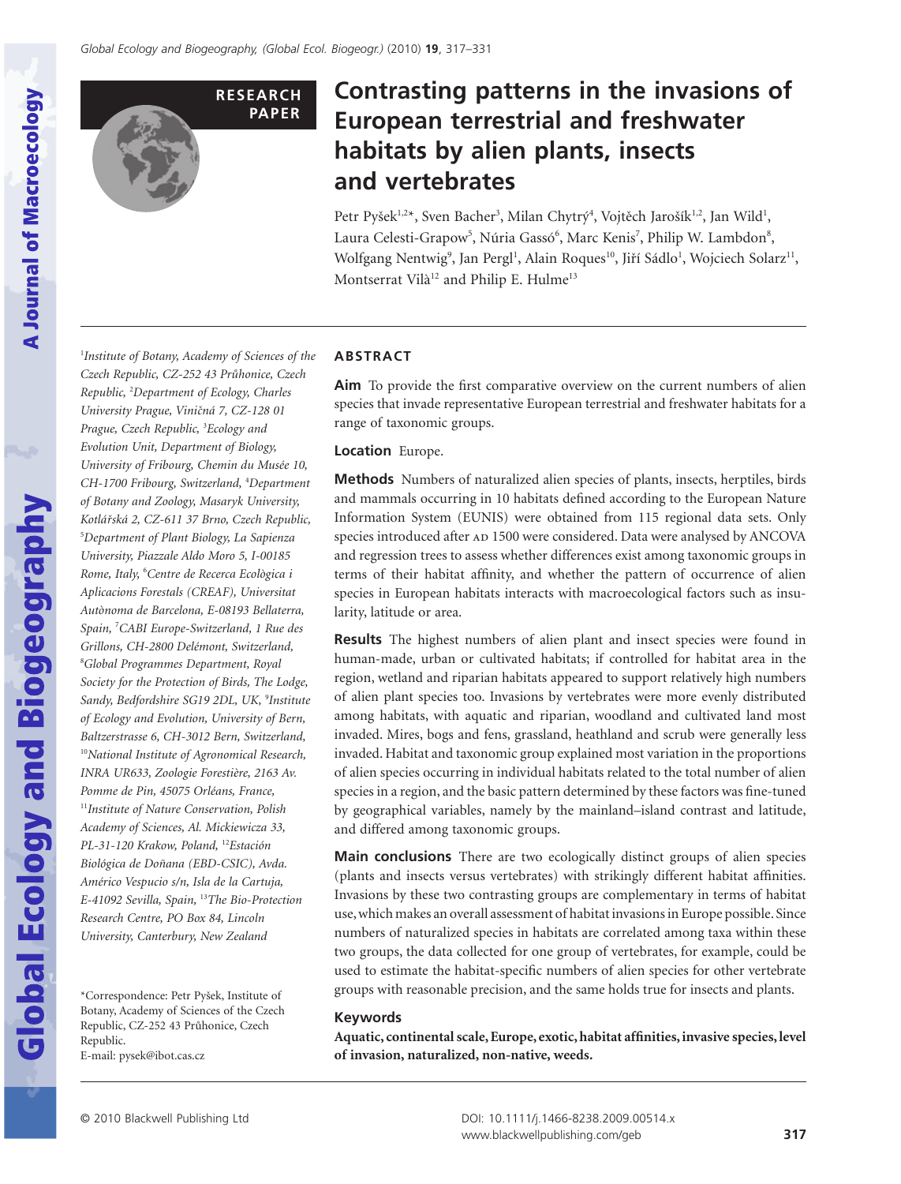RESEARCH PAPER

# Contrasting patterns in the invasions of European terrestrial and freshwater habitats by alien plants, insects and vertebrates

Petr Pyšek[1,2]*, Sven Bacher[3], Milan Chytrý[4], Vojtěch Jarošík[1,2], Jan Wild[1], Laura Celesti-Grapow[5], Núria Gassó[6], Marc Kenis[7], Philip W. Lambdon[8], Wolfgang Nentwig[9], Jan Pergl[1], Alain Roques[10], Jiří Sádlo[1], Wojciech Solarz[11], Montserrat Vilà[12] and Philip E. Hulme[13]

[1]*Institute of Botany, Academy of Sciences of the Czech Republic, CZ-252 43 Průhonice, Czech Republic,* [2]*Department of Ecology, Charles University Prague, Viničná 7, CZ-128 01 Prague, Czech Republic,* [3]*Ecology and Evolution Unit, Department of Biology, University of Fribourg, Chemin du Musée 10, CH-1700 Fribourg, Switzerland,* [4]*Department of Botany and Zoology, Masaryk University, Kotlářská 2, CZ-611 37 Brno, Czech Republic,* [5]*Department of Plant Biology, La Sapienza University, Piazzale Aldo Moro 5, I-00185 Rome, Italy,* [6]*Centre de Recerca Ecològica i Aplicacions Forestals (CREAF), Universitat Autònoma de Barcelona, E-08193 Bellaterra, Spain,* [7]*CABI Europe-Switzerland, 1 Rue des Grillons, CH-2800 Delémont, Switzerland,* [8]*Global Programmes Department, Royal Society for the Protection of Birds, The Lodge, Sandy, Bedfordshire SG19 2DL, UK,* [9]*Institute of Ecology and Evolution, University of Bern, Baltzerstrasse 6, CH-3012 Bern, Switzerland,* [10]*National Institute of Agronomical Research, INRA UR633, Zoologie Forestière, 2163 Av. Pomme de Pin, 45075 Orléans, France,* [11]*Institute of Nature Conservation, Polish Academy of Sciences, Al. Mickiewicza 33, PL-31-120 Krakow, Poland,* [12]*Estación Biológica de Doñana (EBD-CSIC), Avda. Américo Vespucio s/n, Isla de la Cartuja, E-41092 Sevilla, Spain,* [13]*The Bio-Protection Research Centre, PO Box 84, Lincoln University, Canterbury, New Zealand*

*Correspondence: Petr Pyšek, Institute of Botany, Academy of Sciences of the Czech Republic, CZ-252 43 Průhonice, Czech Republic.
E-mail: pysek@ibot.cas.cz

## ABSTRACT

**Aim** To provide the first comparative overview on the current numbers of alien species that invade representative European terrestrial and freshwater habitats for a range of taxonomic groups.

**Location** Europe.

**Methods** Numbers of naturalized alien species of plants, insects, herptiles, birds and mammals occurring in 10 habitats defined according to the European Nature Information System (EUNIS) were obtained from 115 regional data sets. Only species introduced after AD 1500 were considered. Data were analysed by ANCOVA and regression trees to assess whether differences exist among taxonomic groups in terms of their habitat affinity, and whether the pattern of occurrence of alien species in European habitats interacts with macroecological factors such as insularity, latitude or area.

**Results** The highest numbers of alien plant and insect species were found in human-made, urban or cultivated habitats; if controlled for habitat area in the region, wetland and riparian habitats appeared to support relatively high numbers of alien plant species too. Invasions by vertebrates were more evenly distributed among habitats, with aquatic and riparian, woodland and cultivated land most invaded. Mires, bogs and fens, grassland, heathland and scrub were generally less invaded. Habitat and taxonomic group explained most variation in the proportions of alien species occurring in individual habitats related to the total number of alien species in a region, and the basic pattern determined by these factors was fine-tuned by geographical variables, namely by the mainland–island contrast and latitude, and differed among taxonomic groups.

**Main conclusions** There are two ecologically distinct groups of alien species (plants and insects versus vertebrates) with strikingly different habitat affinities. Invasions by these two contrasting groups are complementary in terms of habitat use, which makes an overall assessment of habitat invasions in Europe possible. Since numbers of naturalized species in habitats are correlated among taxa within these two groups, the data collected for one group of vertebrates, for example, could be used to estimate the habitat-specific numbers of alien species for other vertebrate groups with reasonable precision, and the same holds true for insects and plants.

### Keywords

**Aquatic, continental scale, Europe, exotic, habitat affinities, invasive species, level of invasion, naturalized, non-native, weeds.**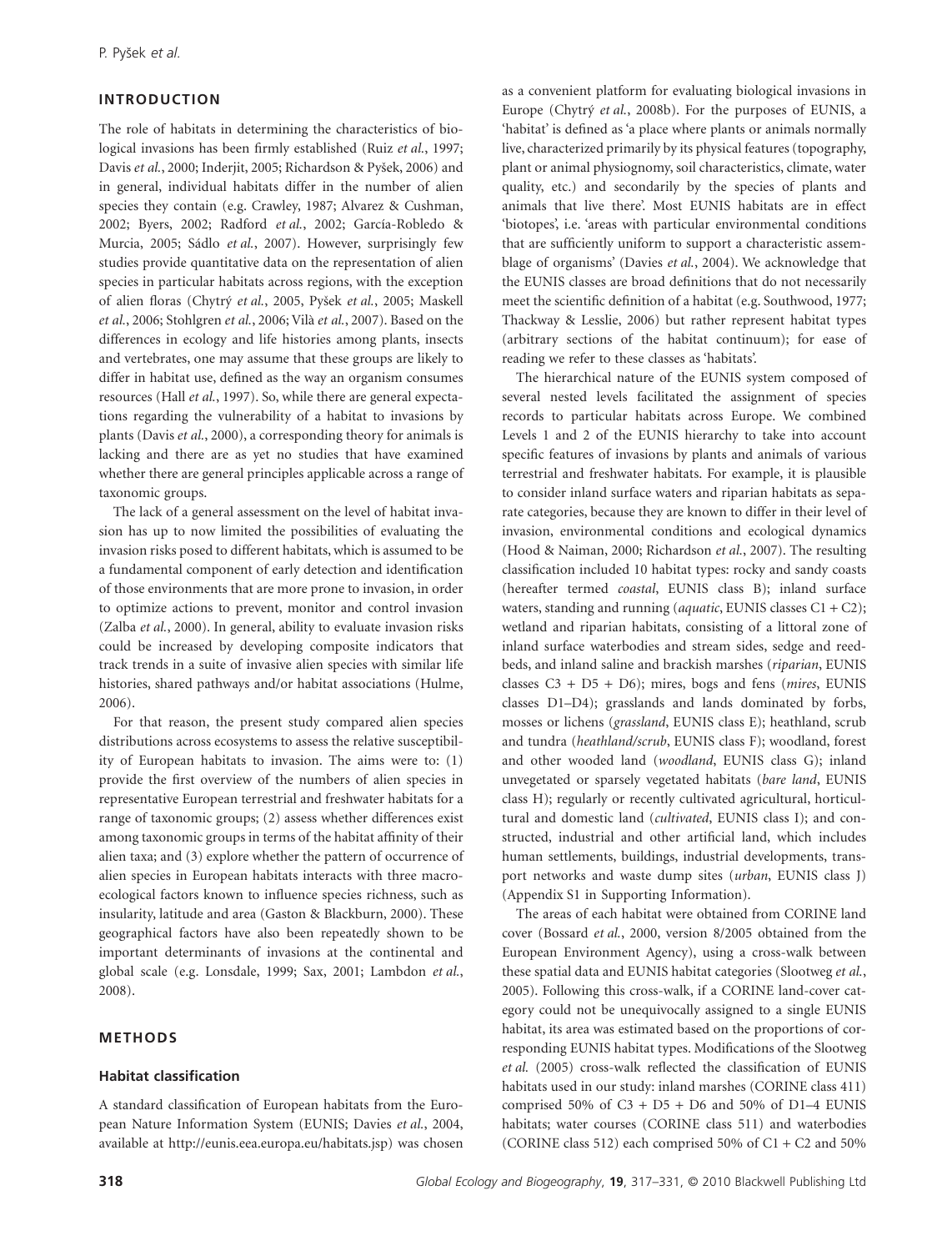## INTRODUCTION

The role of habitats in determining the characteristics of biological invasions has been firmly established (Ruiz *et al.*, 1997; Davis *et al.*, 2000; Inderjit, 2005; Richardson & Pyšek, 2006) and in general, individual habitats differ in the number of alien species they contain (e.g. Crawley, 1987; Alvarez & Cushman, 2002; Byers, 2002; Radford *et al.*, 2002; García-Robledo & Murcia, 2005; Sádlo *et al.*, 2007). However, surprisingly few studies provide quantitative data on the representation of alien species in particular habitats across regions, with the exception of alien floras (Chytrý *et al.*, 2005, Pyšek *et al.*, 2005; Maskell *et al.*, 2006; Stohlgren *et al.*, 2006; Vilà *et al.*, 2007). Based on the differences in ecology and life histories among plants, insects and vertebrates, one may assume that these groups are likely to differ in habitat use, defined as the way an organism consumes resources (Hall *et al.*, 1997). So, while there are general expectations regarding the vulnerability of a habitat to invasions by plants (Davis *et al.*, 2000), a corresponding theory for animals is lacking and there are as yet no studies that have examined whether there are general principles applicable across a range of taxonomic groups.

The lack of a general assessment on the level of habitat invasion has up to now limited the possibilities of evaluating the invasion risks posed to different habitats, which is assumed to be a fundamental component of early detection and identification of those environments that are more prone to invasion, in order to optimize actions to prevent, monitor and control invasion (Zalba *et al.*, 2000). In general, ability to evaluate invasion risks could be increased by developing composite indicators that track trends in a suite of invasive alien species with similar life histories, shared pathways and/or habitat associations (Hulme, 2006).

For that reason, the present study compared alien species distributions across ecosystems to assess the relative susceptibility of European habitats to invasion. The aims were to: (1) provide the first overview of the numbers of alien species in representative European terrestrial and freshwater habitats for a range of taxonomic groups; (2) assess whether differences exist among taxonomic groups in terms of the habitat affinity of their alien taxa; and (3) explore whether the pattern of occurrence of alien species in European habitats interacts with three macroecological factors known to influence species richness, such as insularity, latitude and area (Gaston & Blackburn, 2000). These geographical factors have also been repeatedly shown to be important determinants of invasions at the continental and global scale (e.g. Lonsdale, 1999; Sax, 2001; Lambdon *et al.*, 2008).

## METHODS

### Habitat classification

A standard classification of European habitats from the European Nature Information System (EUNIS; Davies *et al.*, 2004, available at http://eunis.eea.europa.eu/habitats.jsp) was chosen as a convenient platform for evaluating biological invasions in Europe (Chytrý *et al.*, 2008b). For the purposes of EUNIS, a 'habitat' is defined as 'a place where plants or animals normally live, characterized primarily by its physical features (topography, plant or animal physiognomy, soil characteristics, climate, water quality, etc.) and secondarily by the species of plants and animals that live there'. Most EUNIS habitats are in effect 'biotopes', i.e. 'areas with particular environmental conditions that are sufficiently uniform to support a characteristic assemblage of organisms' (Davies *et al.*, 2004). We acknowledge that the EUNIS classes are broad definitions that do not necessarily meet the scientific definition of a habitat (e.g. Southwood, 1977; Thackway & Lesslie, 2006) but rather represent habitat types (arbitrary sections of the habitat continuum); for ease of reading we refer to these classes as 'habitats'.

The hierarchical nature of the EUNIS system composed of several nested levels facilitated the assignment of species records to particular habitats across Europe. We combined Levels 1 and 2 of the EUNIS hierarchy to take into account specific features of invasions by plants and animals of various terrestrial and freshwater habitats. For example, it is plausible to consider inland surface waters and riparian habitats as separate categories, because they are known to differ in their level of invasion, environmental conditions and ecological dynamics (Hood & Naiman, 2000; Richardson *et al.*, 2007). The resulting classification included 10 habitat types: rocky and sandy coasts (hereafter termed *coastal*, EUNIS class B); inland surface waters, standing and running (*aquatic*, EUNIS classes C1 + C2); wetland and riparian habitats, consisting of a littoral zone of inland surface waterbodies and stream sides, sedge and reedbeds, and inland saline and brackish marshes (*riparian*, EUNIS classes C3 + D5 + D6); mires, bogs and fens (*mires*, EUNIS classes D1–D4); grasslands and lands dominated by forbs, mosses or lichens (*grassland*, EUNIS class E); heathland, scrub and tundra (*heathland/scrub*, EUNIS class F); woodland, forest and other wooded land (*woodland*, EUNIS class G); inland unvegetated or sparsely vegetated habitats (*bare land*, EUNIS class H); regularly or recently cultivated agricultural, horticultural and domestic land (*cultivated*, EUNIS class I); and constructed, industrial and other artificial land, which includes human settlements, buildings, industrial developments, transport networks and waste dump sites (*urban*, EUNIS class J) (Appendix S1 in Supporting Information).

The areas of each habitat were obtained from CORINE land cover (Bossard *et al.*, 2000, version 8/2005 obtained from the European Environment Agency), using a cross-walk between these spatial data and EUNIS habitat categories (Slootweg *et al.*, 2005). Following this cross-walk, if a CORINE land-cover category could not be unequivocally assigned to a single EUNIS habitat, its area was estimated based on the proportions of corresponding EUNIS habitat types. Modifications of the Slootweg *et al.* (2005) cross-walk reflected the classification of EUNIS habitats used in our study: inland marshes (CORINE class 411) comprised 50% of C3 + D5 + D6 and 50% of D1–4 EUNIS habitats; water courses (CORINE class 511) and waterbodies (CORINE class 512) each comprised 50% of C1 + C2 and 50%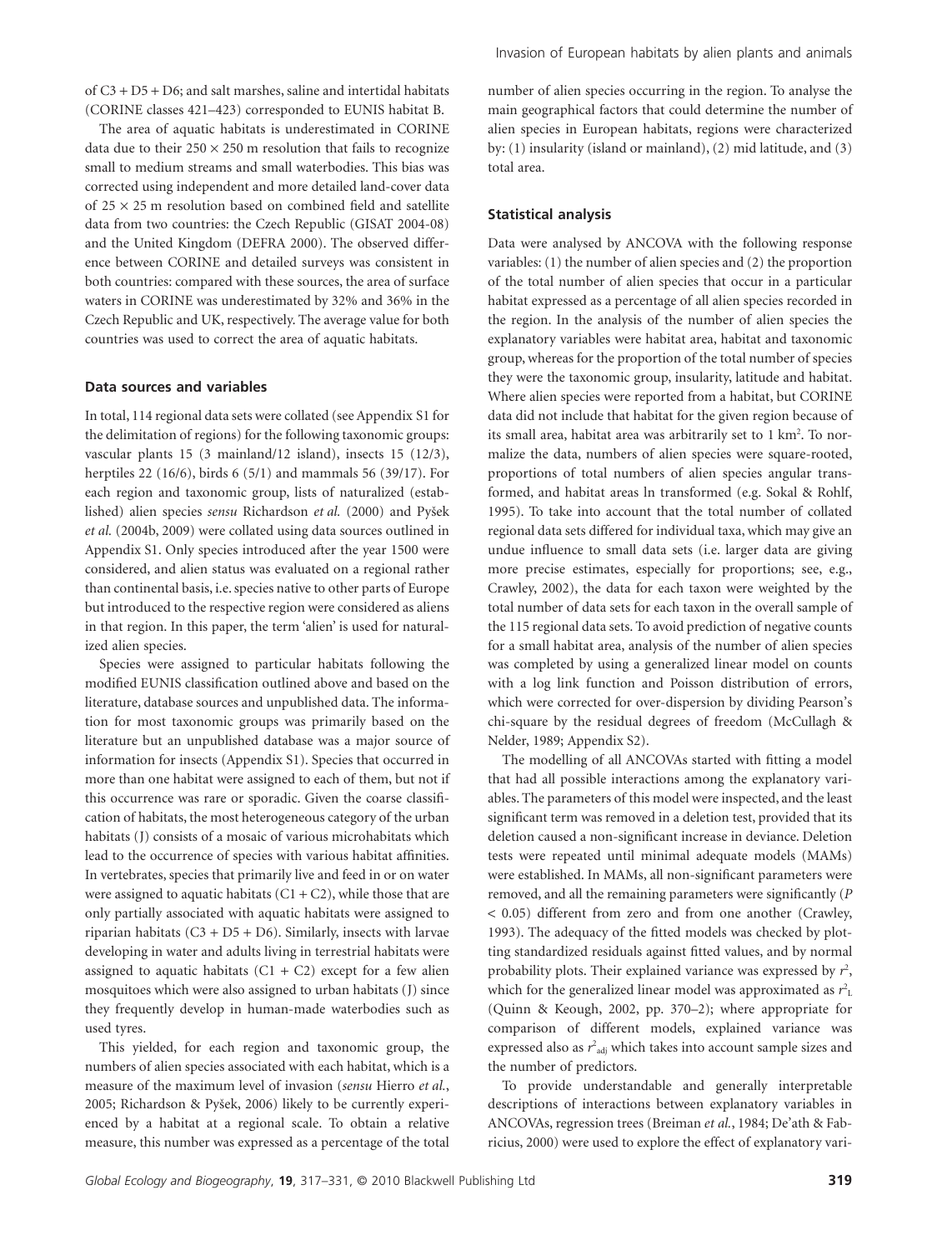of C3 + D5 + D6; and salt marshes, saline and intertidal habitats (CORINE classes 421–423) corresponded to EUNIS habitat B.

The area of aquatic habitats is underestimated in CORINE data due to their 250 × 250 m resolution that fails to recognize small to medium streams and small waterbodies. This bias was corrected using independent and more detailed land-cover data of 25 × 25 m resolution based on combined field and satellite data from two countries: the Czech Republic (GISAT 2004-08) and the United Kingdom (DEFRA 2000). The observed difference between CORINE and detailed surveys was consistent in both countries: compared with these sources, the area of surface waters in CORINE was underestimated by 32% and 36% in the Czech Republic and UK, respectively. The average value for both countries was used to correct the area of aquatic habitats.

### Data sources and variables

In total, 114 regional data sets were collated (see Appendix S1 for the delimitation of regions) for the following taxonomic groups: vascular plants 15 (3 mainland/12 island), insects 15 (12/3), herptiles 22 (16/6), birds 6 (5/1) and mammals 56 (39/17). For each region and taxonomic group, lists of naturalized (established) alien species *sensu* Richardson *et al.* (2000) and Pyšek *et al.* (2004b, 2009) were collated using data sources outlined in Appendix S1. Only species introduced after the year 1500 were considered, and alien status was evaluated on a regional rather than continental basis, i.e. species native to other parts of Europe but introduced to the respective region were considered as aliens in that region. In this paper, the term 'alien' is used for naturalized alien species.

Species were assigned to particular habitats following the modified EUNIS classification outlined above and based on the literature, database sources and unpublished data. The information for most taxonomic groups was primarily based on the literature but an unpublished database was a major source of information for insects (Appendix S1). Species that occurred in more than one habitat were assigned to each of them, but not if this occurrence was rare or sporadic. Given the coarse classification of habitats, the most heterogeneous category of the urban habitats (J) consists of a mosaic of various microhabitats which lead to the occurrence of species with various habitat affinities. In vertebrates, species that primarily live and feed in or on water were assigned to aquatic habitats (C1 + C2), while those that are only partially associated with aquatic habitats were assigned to riparian habitats (C3 + D5 + D6). Similarly, insects with larvae developing in water and adults living in terrestrial habitats were assigned to aquatic habitats (C1 + C2) except for a few alien mosquitoes which were also assigned to urban habitats (J) since they frequently develop in human-made waterbodies such as used tyres.

This yielded, for each region and taxonomic group, the numbers of alien species associated with each habitat, which is a measure of the maximum level of invasion (*sensu* Hierro *et al.*, 2005; Richardson & Pyšek, 2006) likely to be currently experienced by a habitat at a regional scale. To obtain a relative measure, this number was expressed as a percentage of the total number of alien species occurring in the region. To analyse the main geographical factors that could determine the number of alien species in European habitats, regions were characterized by: (1) insularity (island or mainland), (2) mid latitude, and (3) total area.

### Statistical analysis

Data were analysed by ANCOVA with the following response variables: (1) the number of alien species and (2) the proportion of the total number of alien species that occur in a particular habitat expressed as a percentage of all alien species recorded in the region. In the analysis of the number of alien species the explanatory variables were habitat area, habitat and taxonomic group, whereas for the proportion of the total number of species they were the taxonomic group, insularity, latitude and habitat. Where alien species were reported from a habitat, but CORINE data did not include that habitat for the given region because of its small area, habitat area was arbitrarily set to 1 km$^2$. To normalize the data, numbers of alien species were square-rooted, proportions of total numbers of alien species angular transformed, and habitat areas ln transformed (e.g. Sokal & Rohlf, 1995). To take into account that the total number of collated regional data sets differed for individual taxa, which may give an undue influence to small data sets (i.e. larger data are giving more precise estimates, especially for proportions; see, e.g., Crawley, 2002), the data for each taxon were weighted by the total number of data sets for each taxon in the overall sample of the 115 regional data sets. To avoid prediction of negative counts for a small habitat area, analysis of the number of alien species was completed by using a generalized linear model on counts with a log link function and Poisson distribution of errors, which were corrected for over-dispersion by dividing Pearson's chi-square by the residual degrees of freedom (McCullagh & Nelder, 1989; Appendix S2).

The modelling of all ANCOVAs started with fitting a model that had all possible interactions among the explanatory variables. The parameters of this model were inspected, and the least significant term was removed in a deletion test, provided that its deletion caused a non-significant increase in deviance. Deletion tests were repeated until minimal adequate models (MAMs) were established. In MAMs, all non-significant parameters were removed, and all the remaining parameters were significantly ($P < 0.05$) different from zero and from one another (Crawley, 1993). The adequacy of the fitted models was checked by plotting standardized residuals against fitted values, and by normal probability plots. Their explained variance was expressed by $r^2$, which for the generalized linear model was approximated as $r^2_L$ (Quinn & Keough, 2002, pp. 370–2); where appropriate for comparison of different models, explained variance was expressed also as $r^2_{adj}$ which takes into account sample sizes and the number of predictors.

To provide understandable and generally interpretable descriptions of interactions between explanatory variables in ANCOVAs, regression trees (Breiman *et al.*, 1984; De'ath & Fabricius, 2000) were used to explore the effect of explanatory vari-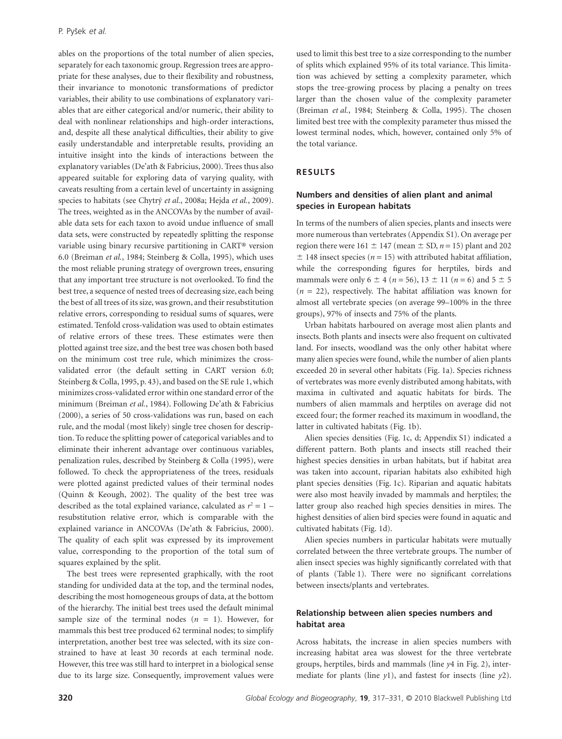ables on the proportions of the total number of alien species, separately for each taxonomic group. Regression trees are appropriate for these analyses, due to their flexibility and robustness, their invariance to monotonic transformations of predictor variables, their ability to use combinations of explanatory variables that are either categorical and/or numeric, their ability to deal with nonlinear relationships and high-order interactions, and, despite all these analytical difficulties, their ability to give easily understandable and interpretable results, providing an intuitive insight into the kinds of interactions between the explanatory variables (De'ath & Fabricius, 2000). Trees thus also appeared suitable for exploring data of varying quality, with caveats resulting from a certain level of uncertainty in assigning species to habitats (see Chytrý *et al.*, 2008a; Hejda *et al.*, 2009). The trees, weighted as in the ANCOVAs by the number of available data sets for each taxon to avoid undue influence of small data sets, were constructed by repeatedly splitting the response variable using binary recursive partitioning in CART® version 6.0 (Breiman *et al.*, 1984; Steinberg & Colla, 1995), which uses the most reliable pruning strategy of overgrown trees, ensuring that any important tree structure is not overlooked. To find the best tree, a sequence of nested trees of decreasing size, each being the best of all trees of its size, was grown, and their resubstitution relative errors, corresponding to residual sums of squares, were estimated. Tenfold cross-validation was used to obtain estimates of relative errors of these trees. These estimates were then plotted against tree size, and the best tree was chosen both based on the minimum cost tree rule, which minimizes the cross-validated error (the default setting in CART version 6.0; Steinberg & Colla, 1995, p. 43), and based on the SE rule 1, which minimizes cross-validated error within one standard error of the minimum (Breiman *et al.*, 1984). Following De'ath & Fabricius (2000), a series of 50 cross-validations was run, based on each rule, and the modal (most likely) single tree chosen for description. To reduce the splitting power of categorical variables and to eliminate their inherent advantage over continuous variables, penalization rules, described by Steinberg & Colla (1995), were followed. To check the appropriateness of the trees, residuals were plotted against predicted values of their terminal nodes (Quinn & Keough, 2002). The quality of the best tree was described as the total explained variance, calculated as $r^2 = 1 -$ resubstitution relative error, which is comparable with the explained variance in ANCOVAs (De'ath & Fabricius, 2000). The quality of each split was expressed by its improvement value, corresponding to the proportion of the total sum of squares explained by the split.

The best trees were represented graphically, with the root standing for undivided data at the top, and the terminal nodes, describing the most homogeneous groups of data, at the bottom of the hierarchy. The initial best trees used the default minimal sample size of the terminal nodes ($n = 1$). However, for mammals this best tree produced 62 terminal nodes; to simplify interpretation, another best tree was selected, with its size constrained to have at least 30 records at each terminal node. However, this tree was still hard to interpret in a biological sense due to its large size. Consequently, improvement values were used to limit this best tree to a size corresponding to the number of splits which explained 95% of its total variance. This limitation was achieved by setting a complexity parameter, which stops the tree-growing process by placing a penalty on trees larger than the chosen value of the complexity parameter (Breiman *et al.*, 1984; Steinberg & Colla, 1995). The chosen limited best tree with the complexity parameter thus missed the lowest terminal nodes, which, however, contained only 5% of the total variance.

## RESULTS

### Numbers and densities of alien plant and animal species in European habitats

In terms of the numbers of alien species, plants and insects were more numerous than vertebrates (Appendix S1). On average per region there were $161 \pm 147$ (mean ± SD, $n = 15$) plant and 202 $\pm$ 148 insect species ($n = 15$) with attributed habitat affiliation, while the corresponding figures for herptiles, birds and mammals were only $6 \pm 4$ ($n = 56$), $13 \pm 11$ ($n = 6$) and $5 \pm 5$ ($n = 22$), respectively. The habitat affiliation was known for almost all vertebrate species (on average 99–100% in the three groups), 97% of insects and 75% of the plants.

Urban habitats harboured on average most alien plants and insects. Both plants and insects were also frequent on cultivated land. For insects, woodland was the only other habitat where many alien species were found, while the number of alien plants exceeded 20 in several other habitats (Fig. 1a). Species richness of vertebrates was more evenly distributed among habitats, with maxima in cultivated and aquatic habitats for birds. The numbers of alien mammals and herptiles on average did not exceed four; the former reached its maximum in woodland, the latter in cultivated habitats (Fig. 1b).

Alien species densities (Fig. 1c, d; Appendix S1) indicated a different pattern. Both plants and insects still reached their highest species densities in urban habitats, but if habitat area was taken into account, riparian habitats also exhibited high plant species densities (Fig. 1c). Riparian and aquatic habitats were also most heavily invaded by mammals and herptiles; the latter group also reached high species densities in mires. The highest densities of alien bird species were found in aquatic and cultivated habitats (Fig. 1d).

Alien species numbers in particular habitats were mutually correlated between the three vertebrate groups. The number of alien insect species was highly significantly correlated with that of plants (Table 1). There were no significant correlations between insects/plants and vertebrates.

### Relationship between alien species numbers and habitat area

Across habitats, the increase in alien species numbers with increasing habitat area was slowest for the three vertebrate groups, herptiles, birds and mammals (line $y4$ in Fig. 2), intermediate for plants (line $y1$), and fastest for insects (line $y2$).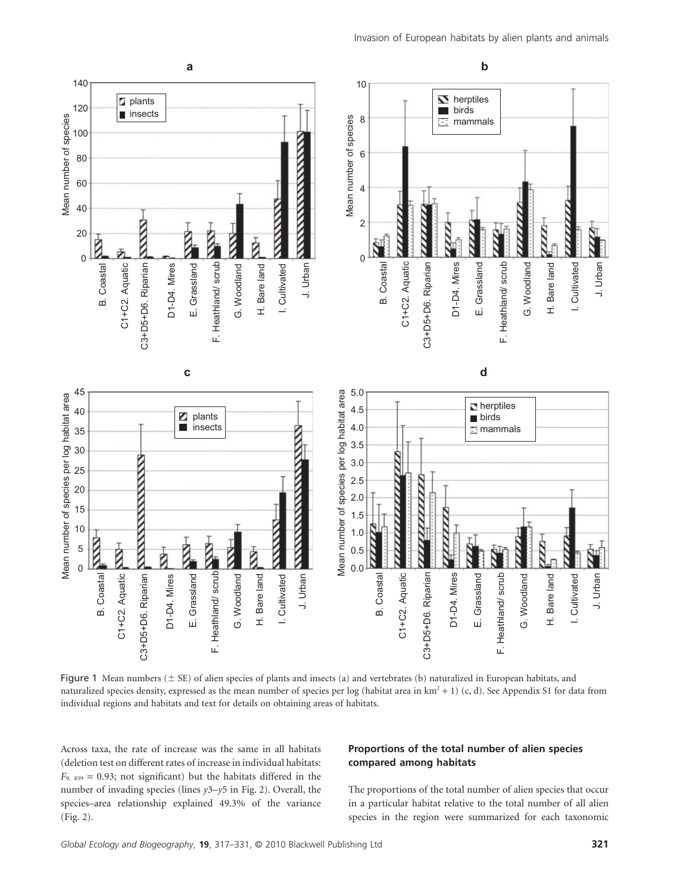Figure 1 Mean numbers (± SE) of alien species of plants and insects (a) and vertebrates (b) naturalized in European habitats, and naturalized species density, expressed as the mean number of species per log (habitat area in km² + 1) (c, d). See Appendix S1 for data from individual regions and habitats and text for details on obtaining areas of habitats.

Across taxa, the rate of increase was the same in all habitats (deletion test on different rates of increase in individual habitats: $F_{9,\ 859} = 0.93$; not significant) but the habitats differed in the number of invading species (lines *y*3–*y*5 in Fig. 2). Overall, the species–area relationship explained 49.3% of the variance (Fig. 2).

### Proportions of the total number of alien species compared among habitats

The proportions of the total number of alien species that occur in a particular habitat relative to the total number of all alien species in the region were summarized for each taxonomic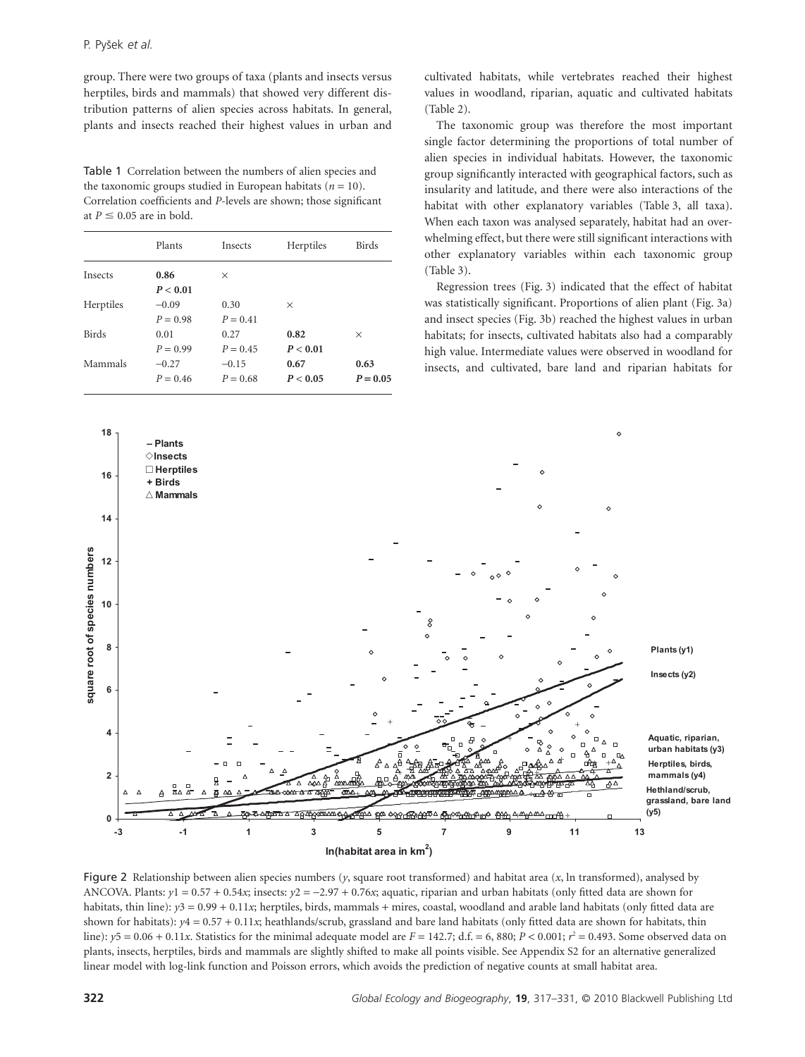group. There were two groups of taxa (plants and insects versus herptiles, birds and mammals) that showed very different distribution patterns of alien species across habitats. In general, plants and insects reached their highest values in urban and cultivated habitats, while vertebrates reached their highest values in woodland, riparian, aquatic and cultivated habitats (Table 2).

Table 1 Correlation between the numbers of alien species and the taxonomic groups studied in European habitats ($n = 10$). Correlation coefficients and *P*-levels are shown; those significant at $P \leq 0.05$ are in bold.

| | Plants | Insects | Herptiles | Birds |
|---|---|---|---|---|
| Insects | **0.86** $P < 0.01$ | × | | |
| Herptiles | −0.09 $P = 0.98$ | 0.30 $P = 0.41$ | × | |
| Birds | 0.01 $P = 0.99$ | 0.27 $P = 0.45$ | **0.82** $P < 0.01$ | × |
| Mammals | −0.27 $P = 0.46$ | −0.15 $P = 0.68$ | **0.67** $P < 0.05$ | **0.63** $P = 0.05$ |

The taxonomic group was therefore the most important single factor determining the proportions of total number of alien species in individual habitats. However, the taxonomic group significantly interacted with geographical factors, such as insularity and latitude, and there were also interactions of the habitat with other explanatory variables (Table 3, all taxa). When each taxon was analysed separately, habitat had an overwhelming effect, but there were still significant interactions with other explanatory variables within each taxonomic group (Table 3).

Regression trees (Fig. 3) indicated that the effect of habitat was statistically significant. Proportions of alien plant (Fig. 3a) and insect species (Fig. 3b) reached the highest values in urban habitats; for insects, cultivated habitats also had a comparably high value. Intermediate values were observed in woodland for insects, and cultivated, bare land and riparian habitats for

Figure 2 Relationship between alien species numbers ($y$, square root transformed) and habitat area ($x$, ln transformed), analysed by ANCOVA. Plants: $y1 = 0.57 + 0.54x$; insects: $y2 = -2.97 + 0.76x$; aquatic, riparian and urban habitats (only fitted data are shown for habitats, thin line): $y3 = 0.99 + 0.11x$; herptiles, birds, mammals + mires, coastal, woodland and arable land habitats (only fitted data are shown for habitats): $y4 = 0.57 + 0.11x$; heathlands/scrub, grassland and bare land habitats (only fitted data are shown for habitats, thin line): $y5 = 0.06 + 0.11x$. Statistics for the minimal adequate model are $F = 142.7$; d.f. = 6, 880; $P < 0.001$; $r^2 = 0.493$. Some observed data on plants, insects, herptiles, birds and mammals are slightly shifted to make all points visible. See Appendix S2 for an alternative generalized linear model with log-link function and Poisson errors, which avoids the prediction of negative counts at small habitat area.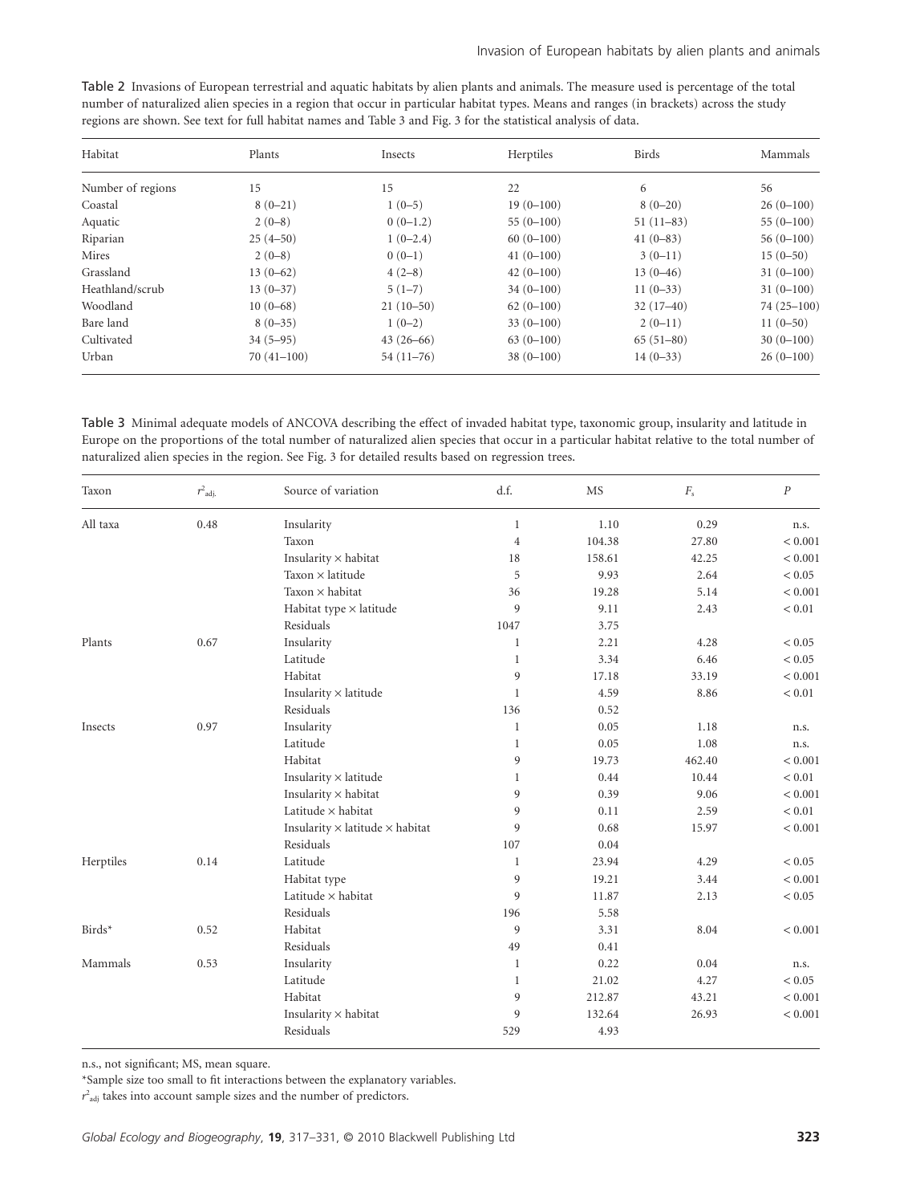Table 2 Invasions of European terrestrial and aquatic habitats by alien plants and animals. The measure used is percentage of the total number of naturalized alien species in a region that occur in particular habitat types. Means and ranges (in brackets) across the study regions are shown. See text for full habitat names and Table 3 and Fig. 3 for the statistical analysis of data.

| Habitat | Plants | Insects | Herptiles | Birds | Mammals |
|---|---|---|---|---|---|
| Number of regions | 15 | 15 | 22 | 6 | 56 |
| Coastal | 8 (0–21) | 1 (0–5) | 19 (0–100) | 8 (0–20) | 26 (0–100) |
| Aquatic | 2 (0–8) | 0 (0–1.2) | 55 (0–100) | 51 (11–83) | 55 (0–100) |
| Riparian | 25 (4–50) | 1 (0–2.4) | 60 (0–100) | 41 (0–83) | 56 (0–100) |
| Mires | 2 (0–8) | 0 (0–1) | 41 (0–100) | 3 (0–11) | 15 (0–50) |
| Grassland | 13 (0–62) | 4 (2–8) | 42 (0–100) | 13 (0–46) | 31 (0–100) |
| Heathland/scrub | 13 (0–37) | 5 (1–7) | 34 (0–100) | 11 (0–33) | 31 (0–100) |
| Woodland | 10 (0–68) | 21 (10–50) | 62 (0–100) | 32 (17–40) | 74 (25–100) |
| Bare land | 8 (0–35) | 1 (0–2) | 33 (0–100) | 2 (0–11) | 11 (0–50) |
| Cultivated | 34 (5–95) | 43 (26–66) | 63 (0–100) | 65 (51–80) | 30 (0–100) |
| Urban | 70 (41–100) | 54 (11–76) | 38 (0–100) | 14 (0–33) | 26 (0–100) |

Table 3 Minimal adequate models of ANCOVA describing the effect of invaded habitat type, taxonomic group, insularity and latitude in Europe on the proportions of the total number of naturalized alien species that occur in a particular habitat relative to the total number of naturalized alien species in the region. See Fig. 3 for detailed results based on regression trees.

| Taxon | $r^2_{adj.}$ | Source of variation | d.f. | MS | $F_s$ | $P$ |
|---|---|---|---|---|---|---|
| All taxa | 0.48 | Insularity | 1 | 1.10 | 0.29 | n.s. |
| | | Taxon | 4 | 104.38 | 27.80 | < 0.001 |
| | | Insularity × habitat | 18 | 158.61 | 42.25 | < 0.001 |
| | | Taxon × latitude | 5 | 9.93 | 2.64 | < 0.05 |
| | | Taxon × habitat | 36 | 19.28 | 5.14 | < 0.001 |
| | | Habitat type × latitude | 9 | 9.11 | 2.43 | < 0.01 |
| | | Residuals | 1047 | 3.75 | | |
| Plants | 0.67 | Insularity | 1 | 2.21 | 4.28 | < 0.05 |
| | | Latitude | 1 | 3.34 | 6.46 | < 0.05 |
| | | Habitat | 9 | 17.18 | 33.19 | < 0.001 |
| | | Insularity × latitude | 1 | 4.59 | 8.86 | < 0.01 |
| | | Residuals | 136 | 0.52 | | |
| Insects | 0.97 | Insularity | 1 | 0.05 | 1.18 | n.s. |
| | | Latitude | 1 | 0.05 | 1.08 | n.s. |
| | | Habitat | 9 | 19.73 | 462.40 | < 0.001 |
| | | Insularity × latitude | 1 | 0.44 | 10.44 | < 0.01 |
| | | Insularity × habitat | 9 | 0.39 | 9.06 | < 0.001 |
| | | Latitude × habitat | 9 | 0.11 | 2.59 | < 0.01 |
| | | Insularity × latitude × habitat | 9 | 0.68 | 15.97 | < 0.001 |
| | | Residuals | 107 | 0.04 | | |
| Herptiles | 0.14 | Latitude | 1 | 23.94 | 4.29 | < 0.05 |
| | | Habitat type | 9 | 19.21 | 3.44 | < 0.001 |
| | | Latitude × habitat | 9 | 11.87 | 2.13 | < 0.05 |
| | | Residuals | 196 | 5.58 | | |
| Birds* | 0.52 | Habitat | 9 | 3.31 | 8.04 | < 0.001 |
| | | Residuals | 49 | 0.41 | | |
| Mammals | 0.53 | Insularity | 1 | 0.22 | 0.04 | n.s. |
| | | Latitude | 1 | 21.02 | 4.27 | < 0.05 |
| | | Habitat | 9 | 212.87 | 43.21 | < 0.001 |
| | | Insularity × habitat | 9 | 132.64 | 26.93 | < 0.001 |
| | | Residuals | 529 | 4.93 | | |

n.s., not significant; MS, mean square.

*Sample size too small to fit interactions between the explanatory variables.

$r^2_{adj}$ takes into account sample sizes and the number of predictors.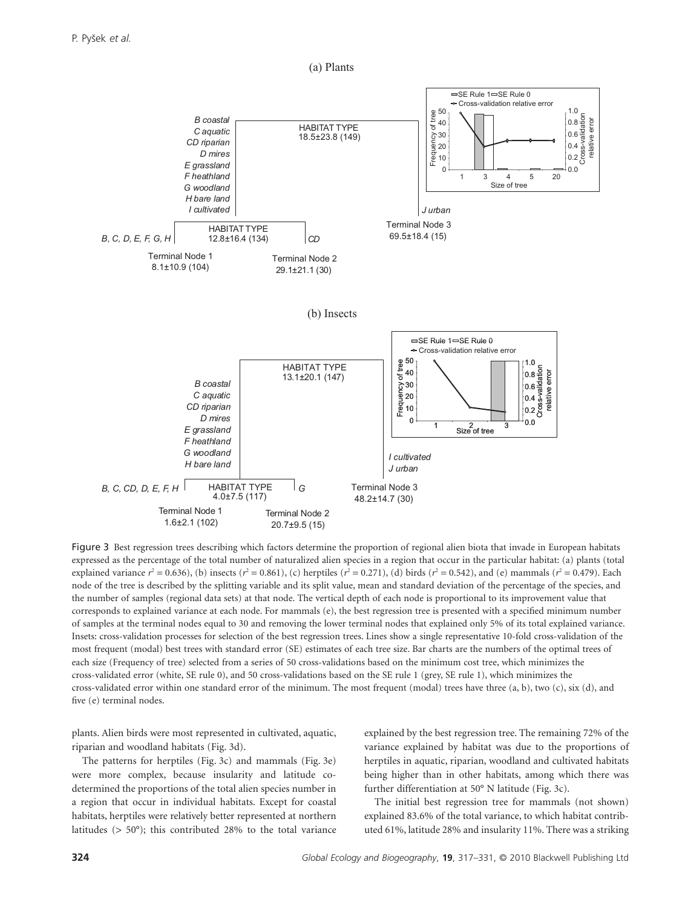(a) Plants

HABITAT TYPE
18.5±23.8 (149)

B coastal
C aquatic
CD riparian
D mires
E grassland
F heathland
G woodland
H bare land
I cultivated

J urban

HABITAT TYPE
12.8±16.4 (134)

B, C, D, E, F, G, H

CD

Terminal Node 1
8.1±10.9 (104)

Terminal Node 2
29.1±21.1 (30)

Terminal Node 3
69.5±18.4 (15)

(b) Insects

HABITAT TYPE
13.1±20.1 (147)

B coastal
C aquatic
CD riparian
D mires
E grassland
F heathland
G woodland
H bare land

I cultivated
J urban

HABITAT TYPE
4.0±7.5 (117)

B, C, CD, D, E, F, H

G

Terminal Node 1
1.6±2.1 (102)

Terminal Node 2
20.7±9.5 (15)

Terminal Node 3
48.2±14.7 (30)

Figure 3 Best regression trees describing which factors determine the proportion of regional alien biota that invade in European habitats expressed as the percentage of the total number of naturalized alien species in a region that occur in the particular habitat: (a) plants (total explained variance $r^2 = 0.636$), (b) insects ($r^2 = 0.861$), (c) herptiles ($r^2 = 0.271$), (d) birds ($r^2 = 0.542$), and (e) mammals ($r^2 = 0.479$). Each node of the tree is described by the splitting variable and its split value, mean and standard deviation of the percentage of the species, and the number of samples (regional data sets) at that node. The vertical depth of each node is proportional to its improvement value that corresponds to explained variance at each node. For mammals (e), the best regression tree is presented with a specified minimum number of samples at the terminal nodes equal to 30 and removing the lower terminal nodes that explained only 5% of its total explained variance. Insets: cross-validation processes for selection of the best regression trees. Lines show a single representative 10-fold cross-validation of the most frequent (modal) best trees with standard error (SE) estimates of each tree size. Bar charts are the numbers of the optimal trees of each size (Frequency of tree) selected from a series of 50 cross-validations based on the minimum cost tree, which minimizes the cross-validated error (white, SE rule 0), and 50 cross-validations based on the SE rule 1 (grey, SE rule 1), which minimizes the cross-validated error within one standard error of the minimum. The most frequent (modal) trees have three (a, b), two (c), six (d), and five (e) terminal nodes.

plants. Alien birds were most represented in cultivated, aquatic, riparian and woodland habitats (Fig. 3d).

The patterns for herptiles (Fig. 3c) and mammals (Fig. 3e) were more complex, because insularity and latitude co-determined the proportions of the total alien species number in a region that occur in individual habitats. Except for coastal habitats, herptiles were relatively better represented at northern latitudes (> 50°); this contributed 28% to the total variance explained by the best regression tree. The remaining 72% of the variance explained by habitat was due to the proportions of herptiles in aquatic, riparian, woodland and cultivated habitats being higher than in other habitats, among which there was further differentiation at 50° N latitude (Fig. 3c).

The initial best regression tree for mammals (not shown) explained 83.6% of the total variance, to which habitat contributed 61%, latitude 28% and insularity 11%. There was a striking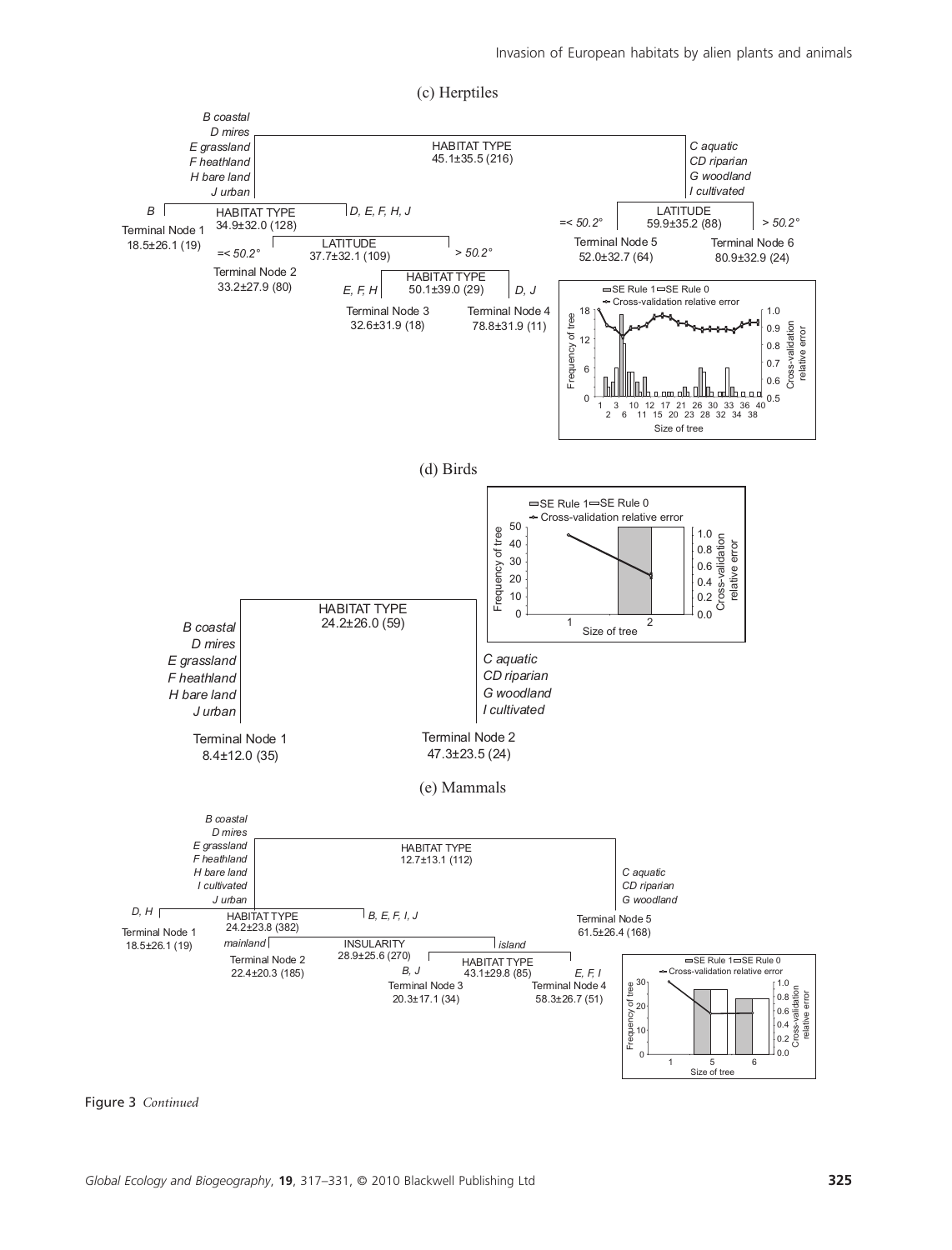Figure 3 *Continued*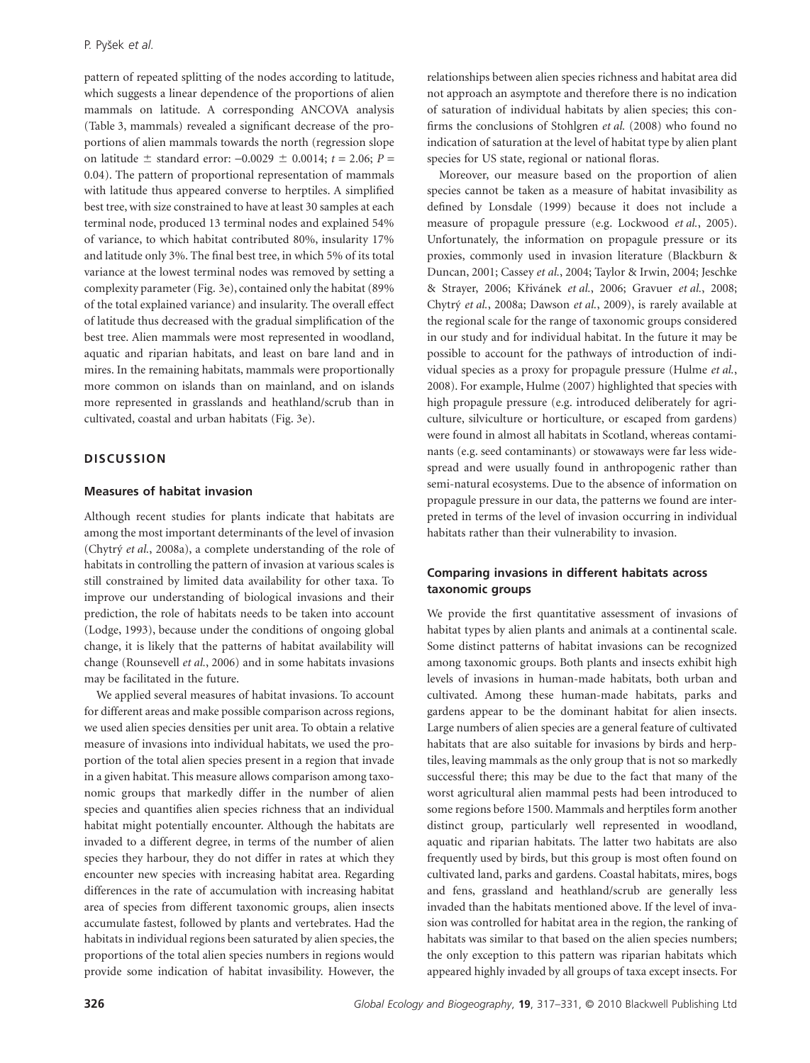pattern of repeated splitting of the nodes according to latitude, which suggests a linear dependence of the proportions of alien mammals on latitude. A corresponding ANCOVA analysis (Table 3, mammals) revealed a significant decrease of the proportions of alien mammals towards the north (regression slope on latitude ± standard error: $-0.0029 \pm 0.0014$; $t = 2.06$; $P = 0.04$). The pattern of proportional representation of mammals with latitude thus appeared converse to herptiles. A simplified best tree, with size constrained to have at least 30 samples at each terminal node, produced 13 terminal nodes and explained 54% of variance, to which habitat contributed 80%, insularity 17% and latitude only 3%. The final best tree, in which 5% of its total variance at the lowest terminal nodes was removed by setting a complexity parameter (Fig. 3e), contained only the habitat (89% of the total explained variance) and insularity. The overall effect of latitude thus decreased with the gradual simplification of the best tree. Alien mammals were most represented in woodland, aquatic and riparian habitats, and least on bare land and in mires. In the remaining habitats, mammals were proportionally more common on islands than on mainland, and on islands more represented in grasslands and heathland/scrub than in cultivated, coastal and urban habitats (Fig. 3e).

## DISCUSSION

### Measures of habitat invasion

Although recent studies for plants indicate that habitats are among the most important determinants of the level of invasion (Chytrý *et al.*, 2008a), a complete understanding of the role of habitats in controlling the pattern of invasion at various scales is still constrained by limited data availability for other taxa. To improve our understanding of biological invasions and their prediction, the role of habitats needs to be taken into account (Lodge, 1993), because under the conditions of ongoing global change, it is likely that the patterns of habitat availability will change (Rounsevell *et al.*, 2006) and in some habitats invasions may be facilitated in the future.

We applied several measures of habitat invasions. To account for different areas and make possible comparison across regions, we used alien species densities per unit area. To obtain a relative measure of invasions into individual habitats, we used the proportion of the total alien species present in a region that invade in a given habitat. This measure allows comparison among taxonomic groups that markedly differ in the number of alien species and quantifies alien species richness that an individual habitat might potentially encounter. Although the habitats are invaded to a different degree, in terms of the number of alien species they harbour, they do not differ in rates at which they encounter new species with increasing habitat area. Regarding differences in the rate of accumulation with increasing habitat area of species from different taxonomic groups, alien insects accumulate fastest, followed by plants and vertebrates. Had the habitats in individual regions been saturated by alien species, the proportions of the total alien species numbers in regions would provide some indication of habitat invasibility. However, the relationships between alien species richness and habitat area did not approach an asymptote and therefore there is no indication of saturation of individual habitats by alien species; this confirms the conclusions of Stohlgren *et al.* (2008) who found no indication of saturation at the level of habitat type by alien plant species for US state, regional or national floras.

Moreover, our measure based on the proportion of alien species cannot be taken as a measure of habitat invasibility as defined by Lonsdale (1999) because it does not include a measure of propagule pressure (e.g. Lockwood *et al.*, 2005). Unfortunately, the information on propagule pressure or its proxies, commonly used in invasion literature (Blackburn & Duncan, 2001; Cassey *et al.*, 2004; Taylor & Irwin, 2004; Jeschke & Strayer, 2006; Křivánek *et al.*, 2006; Gravuer *et al.*, 2008; Chytrý *et al.*, 2008a; Dawson *et al.*, 2009), is rarely available at the regional scale for the range of taxonomic groups considered in our study and for individual habitat. In the future it may be possible to account for the pathways of introduction of individual species as a proxy for propagule pressure (Hulme *et al.*, 2008). For example, Hulme (2007) highlighted that species with high propagule pressure (e.g. introduced deliberately for agriculture, silviculture or horticulture, or escaped from gardens) were found in almost all habitats in Scotland, whereas contaminants (e.g. seed contaminants) or stowaways were far less widespread and were usually found in anthropogenic rather than semi-natural ecosystems. Due to the absence of information on propagule pressure in our data, the patterns we found are interpreted in terms of the level of invasion occurring in individual habitats rather than their vulnerability to invasion.

### Comparing invasions in different habitats across taxonomic groups

We provide the first quantitative assessment of invasions of habitat types by alien plants and animals at a continental scale. Some distinct patterns of habitat invasions can be recognized among taxonomic groups. Both plants and insects exhibit high levels of invasions in human-made habitats, both urban and cultivated. Among these human-made habitats, parks and gardens appear to be the dominant habitat for alien insects. Large numbers of alien species are a general feature of cultivated habitats that are also suitable for invasions by birds and herptiles, leaving mammals as the only group that is not so markedly successful there; this may be due to the fact that many of the worst agricultural alien mammal pests had been introduced to some regions before 1500. Mammals and herptiles form another distinct group, particularly well represented in woodland, aquatic and riparian habitats. The latter two habitats are also frequently used by birds, but this group is most often found on cultivated land, parks and gardens. Coastal habitats, mires, bogs and fens, grassland and heathland/scrub are generally less invaded than the habitats mentioned above. If the level of invasion was controlled for habitat area in the region, the ranking of habitats was similar to that based on the alien species numbers; the only exception to this pattern was riparian habitats which appeared highly invaded by all groups of taxa except insects. For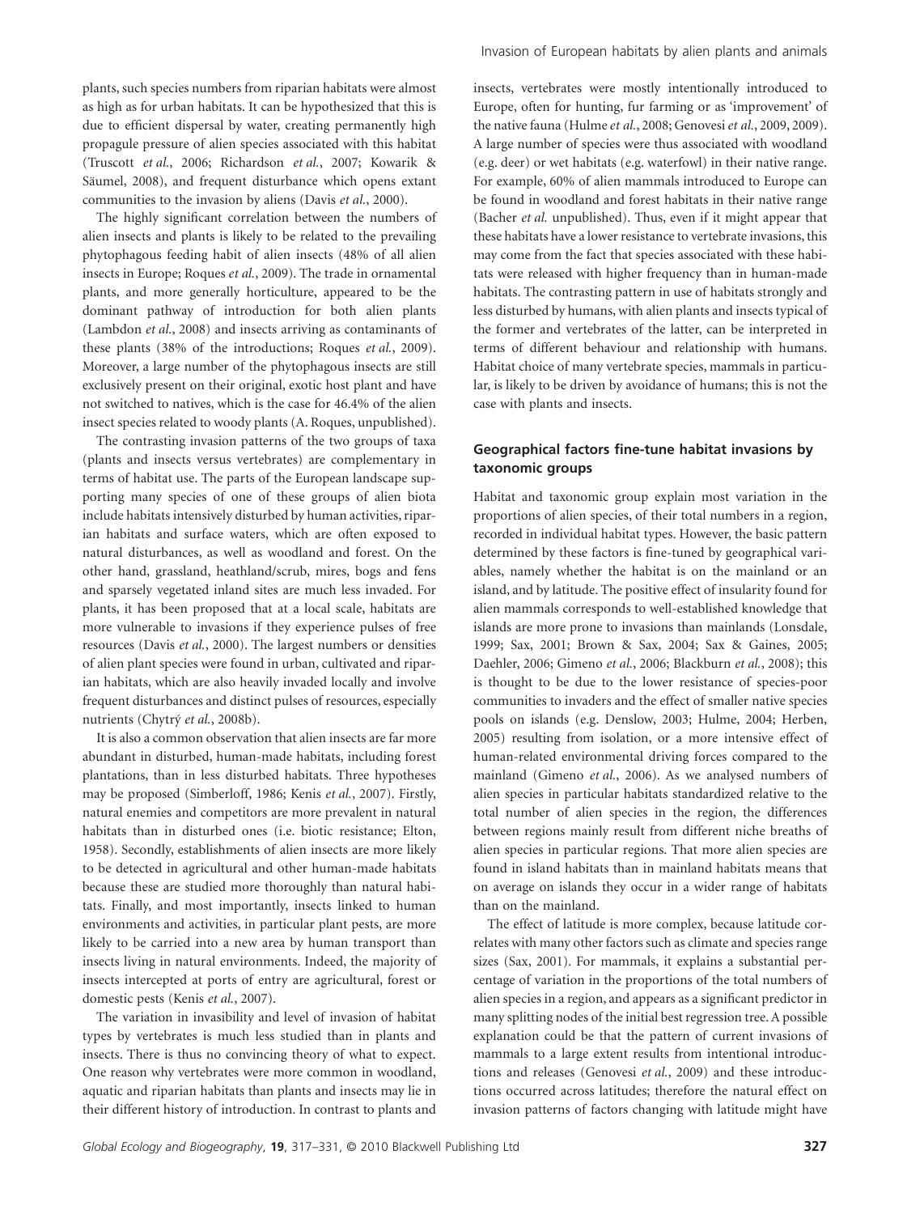plants, such species numbers from riparian habitats were almost as high as for urban habitats. It can be hypothesized that this is due to efficient dispersal by water, creating permanently high propagule pressure of alien species associated with this habitat (Truscott *et al.*, 2006; Richardson *et al.*, 2007; Kowarik & Säumel, 2008), and frequent disturbance which opens extant communities to the invasion by aliens (Davis *et al.*, 2000).

The highly significant correlation between the numbers of alien insects and plants is likely to be related to the prevailing phytophagous feeding habit of alien insects (48% of all alien insects in Europe; Roques *et al.*, 2009). The trade in ornamental plants, and more generally horticulture, appeared to be the dominant pathway of introduction for both alien plants (Lambdon *et al.*, 2008) and insects arriving as contaminants of these plants (38% of the introductions; Roques *et al.*, 2009). Moreover, a large number of the phytophagous insects are still exclusively present on their original, exotic host plant and have not switched to natives, which is the case for 46.4% of the alien insect species related to woody plants (A. Roques, unpublished).

The contrasting invasion patterns of the two groups of taxa (plants and insects versus vertebrates) are complementary in terms of habitat use. The parts of the European landscape supporting many species of one of these groups of alien biota include habitats intensively disturbed by human activities, riparian habitats and surface waters, which are often exposed to natural disturbances, as well as woodland and forest. On the other hand, grassland, heathland/scrub, mires, bogs and fens and sparsely vegetated inland sites are much less invaded. For plants, it has been proposed that at a local scale, habitats are more vulnerable to invasions if they experience pulses of free resources (Davis *et al.*, 2000). The largest numbers or densities of alien plant species were found in urban, cultivated and riparian habitats, which are also heavily invaded locally and involve frequent disturbances and distinct pulses of resources, especially nutrients (Chytrý *et al.*, 2008b).

It is also a common observation that alien insects are far more abundant in disturbed, human-made habitats, including forest plantations, than in less disturbed habitats. Three hypotheses may be proposed (Simberloff, 1986; Kenis *et al.*, 2007). Firstly, natural enemies and competitors are more prevalent in natural habitats than in disturbed ones (i.e. biotic resistance; Elton, 1958). Secondly, establishments of alien insects are more likely to be detected in agricultural and other human-made habitats because these are studied more thoroughly than natural habitats. Finally, and most importantly, insects linked to human environments and activities, in particular plant pests, are more likely to be carried into a new area by human transport than insects living in natural environments. Indeed, the majority of insects intercepted at ports of entry are agricultural, forest or domestic pests (Kenis *et al.*, 2007).

The variation in invasibility and level of invasion of habitat types by vertebrates is much less studied than in plants and insects. There is thus no convincing theory of what to expect. One reason why vertebrates were more common in woodland, aquatic and riparian habitats than plants and insects may lie in their different history of introduction. In contrast to plants and insects, vertebrates were mostly intentionally introduced to Europe, often for hunting, fur farming or as 'improvement' of the native fauna (Hulme *et al.*, 2008; Genovesi *et al.*, 2009, 2009). A large number of species were thus associated with woodland (e.g. deer) or wet habitats (e.g. waterfowl) in their native range. For example, 60% of alien mammals introduced to Europe can be found in woodland and forest habitats in their native range (Bacher *et al.* unpublished). Thus, even if it might appear that these habitats have a lower resistance to vertebrate invasions, this may come from the fact that species associated with these habitats were released with higher frequency than in human-made habitats. The contrasting pattern in use of habitats strongly and less disturbed by humans, with alien plants and insects typical of the former and vertebrates of the latter, can be interpreted in terms of different behaviour and relationship with humans. Habitat choice of many vertebrate species, mammals in particular, is likely to be driven by avoidance of humans; this is not the case with plants and insects.

### Geographical factors fine-tune habitat invasions by taxonomic groups

Habitat and taxonomic group explain most variation in the proportions of alien species, of their total numbers in a region, recorded in individual habitat types. However, the basic pattern determined by these factors is fine-tuned by geographical variables, namely whether the habitat is on the mainland or an island, and by latitude. The positive effect of insularity found for alien mammals corresponds to well-established knowledge that islands are more prone to invasions than mainlands (Lonsdale, 1999; Sax, 2001; Brown & Sax, 2004; Sax & Gaines, 2005; Daehler, 2006; Gimeno *et al.*, 2006; Blackburn *et al.*, 2008); this is thought to be due to the lower resistance of species-poor communities to invaders and the effect of smaller native species pools on islands (e.g. Denslow, 2003; Hulme, 2004; Herben, 2005) resulting from isolation, or a more intensive effect of human-related environmental driving forces compared to the mainland (Gimeno *et al.*, 2006). As we analysed numbers of alien species in particular habitats standardized relative to the total number of alien species in the region, the differences between regions mainly result from different niche breaths of alien species in particular regions. That more alien species are found in island habitats than in mainland habitats means that on average on islands they occur in a wider range of habitats than on the mainland.

The effect of latitude is more complex, because latitude correlates with many other factors such as climate and species range sizes (Sax, 2001). For mammals, it explains a substantial percentage of variation in the proportions of the total numbers of alien species in a region, and appears as a significant predictor in many splitting nodes of the initial best regression tree. A possible explanation could be that the pattern of current invasions of mammals to a large extent results from intentional introductions and releases (Genovesi *et al.*, 2009) and these introductions occurred across latitudes; therefore the natural effect on invasion patterns of factors changing with latitude might have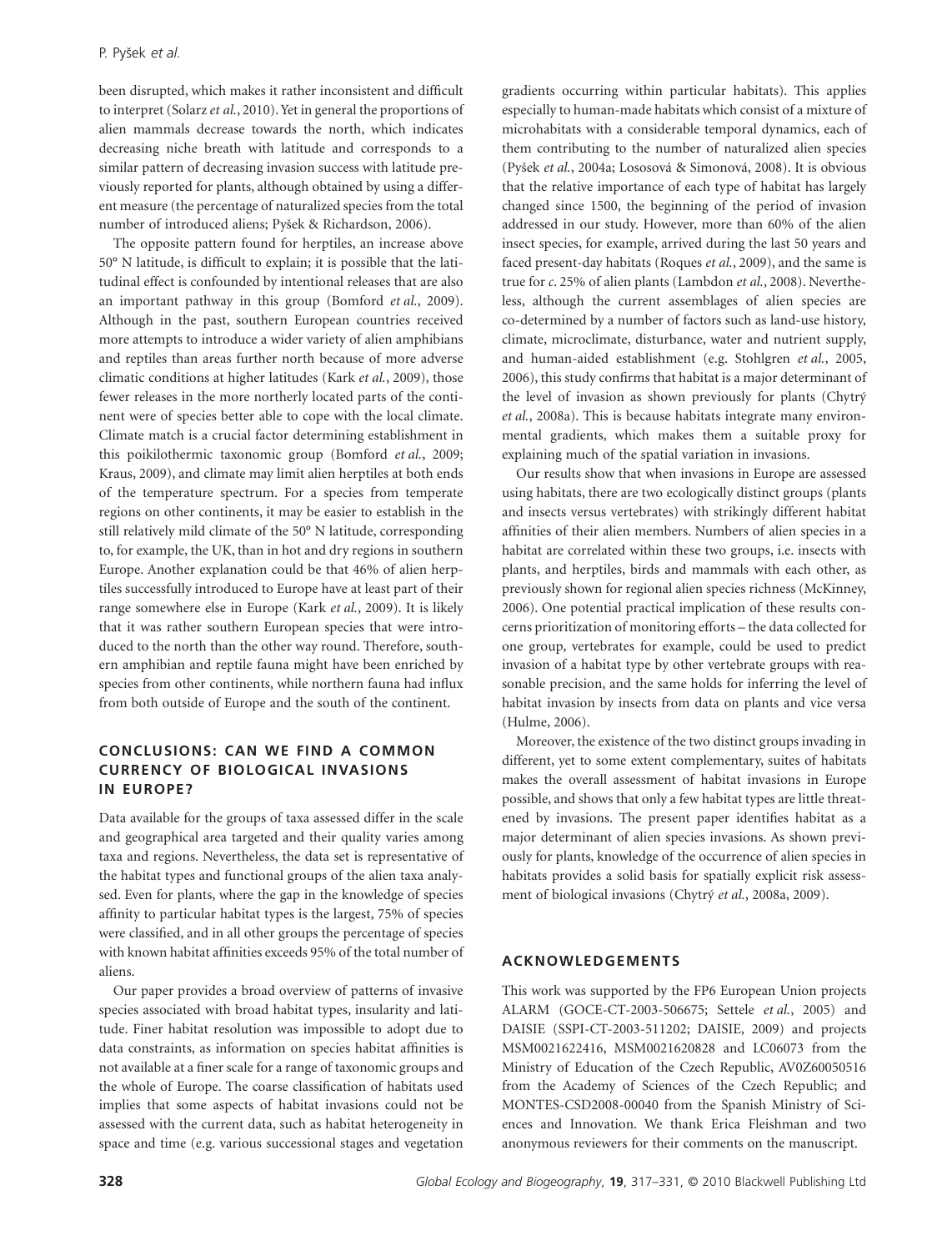been disrupted, which makes it rather inconsistent and difficult to interpret (Solarz *et al.*, 2010). Yet in general the proportions of alien mammals decrease towards the north, which indicates decreasing niche breath with latitude and corresponds to a similar pattern of decreasing invasion success with latitude previously reported for plants, although obtained by using a different measure (the percentage of naturalized species from the total number of introduced aliens; Pyšek & Richardson, 2006).

The opposite pattern found for herptiles, an increase above 50° N latitude, is difficult to explain; it is possible that the latitudinal effect is confounded by intentional releases that are also an important pathway in this group (Bomford *et al.*, 2009). Although in the past, southern European countries received more attempts to introduce a wider variety of alien amphibians and reptiles than areas further north because of more adverse climatic conditions at higher latitudes (Kark *et al.*, 2009), those fewer releases in the more northerly located parts of the continent were of species better able to cope with the local climate. Climate match is a crucial factor determining establishment in this poikilothermic taxonomic group (Bomford *et al.*, 2009; Kraus, 2009), and climate may limit alien herptiles at both ends of the temperature spectrum. For a species from temperate regions on other continents, it may be easier to establish in the still relatively mild climate of the 50° N latitude, corresponding to, for example, the UK, than in hot and dry regions in southern Europe. Another explanation could be that 46% of alien herptiles successfully introduced to Europe have at least part of their range somewhere else in Europe (Kark *et al.*, 2009). It is likely that it was rather southern European species that were introduced to the north than the other way round. Therefore, southern amphibian and reptile fauna might have been enriched by species from other continents, while northern fauna had influx from both outside of Europe and the south of the continent.

## CONCLUSIONS: CAN WE FIND A COMMON CURRENCY OF BIOLOGICAL INVASIONS IN EUROPE?

Data available for the groups of taxa assessed differ in the scale and geographical area targeted and their quality varies among taxa and regions. Nevertheless, the data set is representative of the habitat types and functional groups of the alien taxa analysed. Even for plants, where the gap in the knowledge of species affinity to particular habitat types is the largest, 75% of species were classified, and in all other groups the percentage of species with known habitat affinities exceeds 95% of the total number of aliens.

Our paper provides a broad overview of patterns of invasive species associated with broad habitat types, insularity and latitude. Finer habitat resolution was impossible to adopt due to data constraints, as information on species habitat affinities is not available at a finer scale for a range of taxonomic groups and the whole of Europe. The coarse classification of habitats used implies that some aspects of habitat invasions could not be assessed with the current data, such as habitat heterogeneity in space and time (e.g. various successional stages and vegetation gradients occurring within particular habitats). This applies especially to human-made habitats which consist of a mixture of microhabitats with a considerable temporal dynamics, each of them contributing to the number of naturalized alien species (Pyšek *et al.*, 2004a; Lososová & Simonová, 2008). It is obvious that the relative importance of each type of habitat has largely changed since 1500, the beginning of the period of invasion addressed in our study. However, more than 60% of the alien insect species, for example, arrived during the last 50 years and faced present-day habitats (Roques *et al.*, 2009), and the same is true for *c.* 25% of alien plants (Lambdon *et al.*, 2008). Nevertheless, although the current assemblages of alien species are co-determined by a number of factors such as land-use history, climate, microclimate, disturbance, water and nutrient supply, and human-aided establishment (e.g. Stohlgren *et al.*, 2005, 2006), this study confirms that habitat is a major determinant of the level of invasion as shown previously for plants (Chytrý *et al.*, 2008a). This is because habitats integrate many environmental gradients, which makes them a suitable proxy for explaining much of the spatial variation in invasions.

Our results show that when invasions in Europe are assessed using habitats, there are two ecologically distinct groups (plants and insects versus vertebrates) with strikingly different habitat affinities of their alien members. Numbers of alien species in a habitat are correlated within these two groups, i.e. insects with plants, and herptiles, birds and mammals with each other, as previously shown for regional alien species richness (McKinney, 2006). One potential practical implication of these results concerns prioritization of monitoring efforts – the data collected for one group, vertebrates for example, could be used to predict invasion of a habitat type by other vertebrate groups with reasonable precision, and the same holds for inferring the level of habitat invasion by insects from data on plants and vice versa (Hulme, 2006).

Moreover, the existence of the two distinct groups invading in different, yet to some extent complementary, suites of habitats makes the overall assessment of habitat invasions in Europe possible, and shows that only a few habitat types are little threatened by invasions. The present paper identifies habitat as a major determinant of alien species invasions. As shown previously for plants, knowledge of the occurrence of alien species in habitats provides a solid basis for spatially explicit risk assessment of biological invasions (Chytrý *et al.*, 2008a, 2009).

## ACKNOWLEDGEMENTS

This work was supported by the FP6 European Union projects ALARM (GOCE-CT-2003-506675; Settele *et al.*, 2005) and DAISIE (SSPI-CT-2003-511202; DAISIE, 2009) and projects MSM0021622416, MSM0021620828 and LC06073 from the Ministry of Education of the Czech Republic, AV0Z60050516 from the Academy of Sciences of the Czech Republic; and MONTES-CSD2008-00040 from the Spanish Ministry of Sciences and Innovation. We thank Erica Fleishman and two anonymous reviewers for their comments on the manuscript.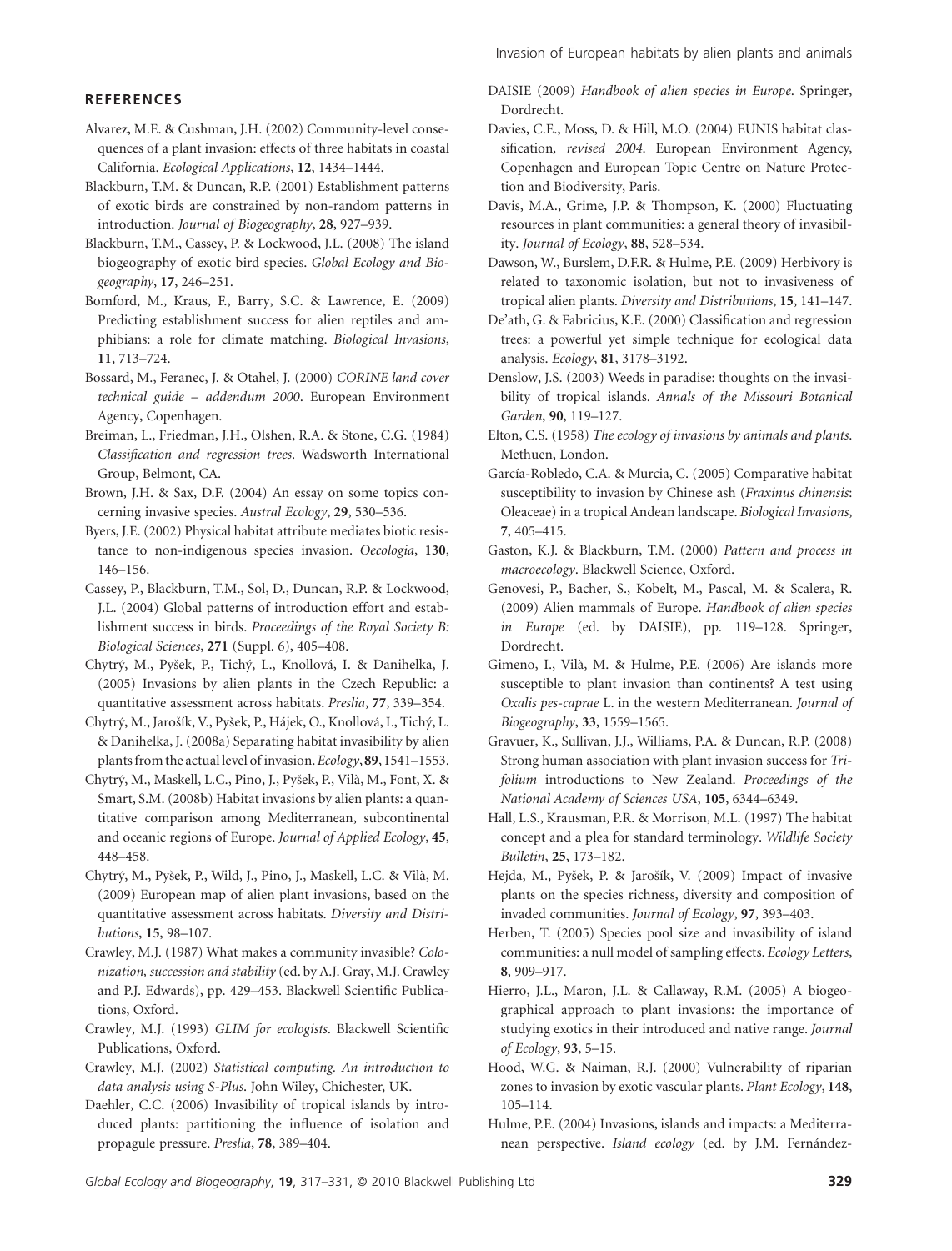## REFERENCES

Alvarez, M.E. & Cushman, J.H. (2002) Community-level consequences of a plant invasion: effects of three habitats in coastal California. *Ecological Applications*, **12**, 1434–1444.

Blackburn, T.M. & Duncan, R.P. (2001) Establishment patterns of exotic birds are constrained by non-random patterns in introduction. *Journal of Biogeography*, **28**, 927–939.

Blackburn, T.M., Cassey, P. & Lockwood, J.L. (2008) The island biogeography of exotic bird species. *Global Ecology and Biogeography*, **17**, 246–251.

Bomford, M., Kraus, F., Barry, S.C. & Lawrence, E. (2009) Predicting establishment success for alien reptiles and amphibians: a role for climate matching. *Biological Invasions*, **11**, 713–724.

Bossard, M., Feranec, J. & Otahel, J. (2000) *CORINE land cover technical guide – addendum 2000*. European Environment Agency, Copenhagen.

Breiman, L., Friedman, J.H., Olshen, R.A. & Stone, C.G. (1984) *Classification and regression trees*. Wadsworth International Group, Belmont, CA.

Brown, J.H. & Sax, D.F. (2004) An essay on some topics concerning invasive species. *Austral Ecology*, **29**, 530–536.

Byers, J.E. (2002) Physical habitat attribute mediates biotic resistance to non-indigenous species invasion. *Oecologia*, **130**, 146–156.

Cassey, P., Blackburn, T.M., Sol, D., Duncan, R.P. & Lockwood, J.L. (2004) Global patterns of introduction effort and establishment success in birds. *Proceedings of the Royal Society B: Biological Sciences*, **271** (Suppl. 6), 405–408.

Chytrý, M., Pyšek, P., Tichý, L., Knollová, I. & Danihelka, J. (2005) Invasions by alien plants in the Czech Republic: a quantitative assessment across habitats. *Preslia*, **77**, 339–354.

Chytrý, M., Jarošík, V., Pyšek, P., Hájek, O., Knollová, I., Tichý, L. & Danihelka, J. (2008a) Separating habitat invasibility by alien plants from the actual level of invasion. *Ecology*, **89**, 1541–1553.

Chytrý, M., Maskell, L.C., Pino, J., Pyšek, P., Vilà, M., Font, X. & Smart, S.M. (2008b) Habitat invasions by alien plants: a quantitative comparison among Mediterranean, subcontinental and oceanic regions of Europe. *Journal of Applied Ecology*, **45**, 448–458.

Chytrý, M., Pyšek, P., Wild, J., Pino, J., Maskell, L.C. & Vilà, M. (2009) European map of alien plant invasions, based on the quantitative assessment across habitats. *Diversity and Distributions*, **15**, 98–107.

Crawley, M.J. (1987) What makes a community invasible? *Colonization, succession and stability* (ed. by A.J. Gray, M.J. Crawley and P.J. Edwards), pp. 429–453. Blackwell Scientific Publications, Oxford.

Crawley, M.J. (1993) *GLIM for ecologists*. Blackwell Scientific Publications, Oxford.

Crawley, M.J. (2002) *Statistical computing. An introduction to data analysis using S-Plus*. John Wiley, Chichester, UK.

Daehler, C.C. (2006) Invasibility of tropical islands by introduced plants: partitioning the influence of isolation and propagule pressure. *Preslia*, **78**, 389–404.

DAISIE (2009) *Handbook of alien species in Europe*. Springer, Dordrecht.

Davies, C.E., Moss, D. & Hill, M.O. (2004) EUNIS habitat classification, *revised 2004*. European Environment Agency, Copenhagen and European Topic Centre on Nature Protection and Biodiversity, Paris.

Davis, M.A., Grime, J.P. & Thompson, K. (2000) Fluctuating resources in plant communities: a general theory of invasibility. *Journal of Ecology*, **88**, 528–534.

Dawson, W., Burslem, D.F.R. & Hulme, P.E. (2009) Herbivory is related to taxonomic isolation, but not to invasiveness of tropical alien plants. *Diversity and Distributions*, **15**, 141–147.

De'ath, G. & Fabricius, K.E. (2000) Classification and regression trees: a powerful yet simple technique for ecological data analysis. *Ecology*, **81**, 3178–3192.

Denslow, J.S. (2003) Weeds in paradise: thoughts on the invasibility of tropical islands. *Annals of the Missouri Botanical Garden*, **90**, 119–127.

Elton, C.S. (1958) *The ecology of invasions by animals and plants*. Methuen, London.

García-Robledo, C.A. & Murcia, C. (2005) Comparative habitat susceptibility to invasion by Chinese ash (*Fraxinus chinensis*: Oleaceae) in a tropical Andean landscape. *Biological Invasions*, **7**, 405–415.

Gaston, K.J. & Blackburn, T.M. (2000) *Pattern and process in macroecology*. Blackwell Science, Oxford.

Genovesi, P., Bacher, S., Kobelt, M., Pascal, M. & Scalera, R. (2009) Alien mammals of Europe. *Handbook of alien species in Europe* (ed. by DAISIE), pp. 119–128. Springer, Dordrecht.

Gimeno, I., Vilà, M. & Hulme, P.E. (2006) Are islands more susceptible to plant invasion than continents? A test using *Oxalis pes-caprae* L. in the western Mediterranean. *Journal of Biogeography*, **33**, 1559–1565.

Gravuer, K., Sullivan, J.J., Williams, P.A. & Duncan, R.P. (2008) Strong human association with plant invasion success for *Trifolium* introductions to New Zealand. *Proceedings of the National Academy of Sciences USA*, **105**, 6344–6349.

Hall, L.S., Krausman, P.R. & Morrison, M.L. (1997) The habitat concept and a plea for standard terminology. *Wildlife Society Bulletin*, **25**, 173–182.

Hejda, M., Pyšek, P. & Jarošík, V. (2009) Impact of invasive plants on the species richness, diversity and composition of invaded communities. *Journal of Ecology*, **97**, 393–403.

Herben, T. (2005) Species pool size and invasibility of island communities: a null model of sampling effects. *Ecology Letters*, **8**, 909–917.

Hierro, J.L., Maron, J.L. & Callaway, R.M. (2005) A biogeographical approach to plant invasions: the importance of studying exotics in their introduced and native range. *Journal of Ecology*, **93**, 5–15.

Hood, W.G. & Naiman, R.J. (2000) Vulnerability of riparian zones to invasion by exotic vascular plants. *Plant Ecology*, **148**, 105–114.

Hulme, P.E. (2004) Invasions, islands and impacts: a Mediterranean perspective. *Island ecology* (ed. by J.M. Fernández-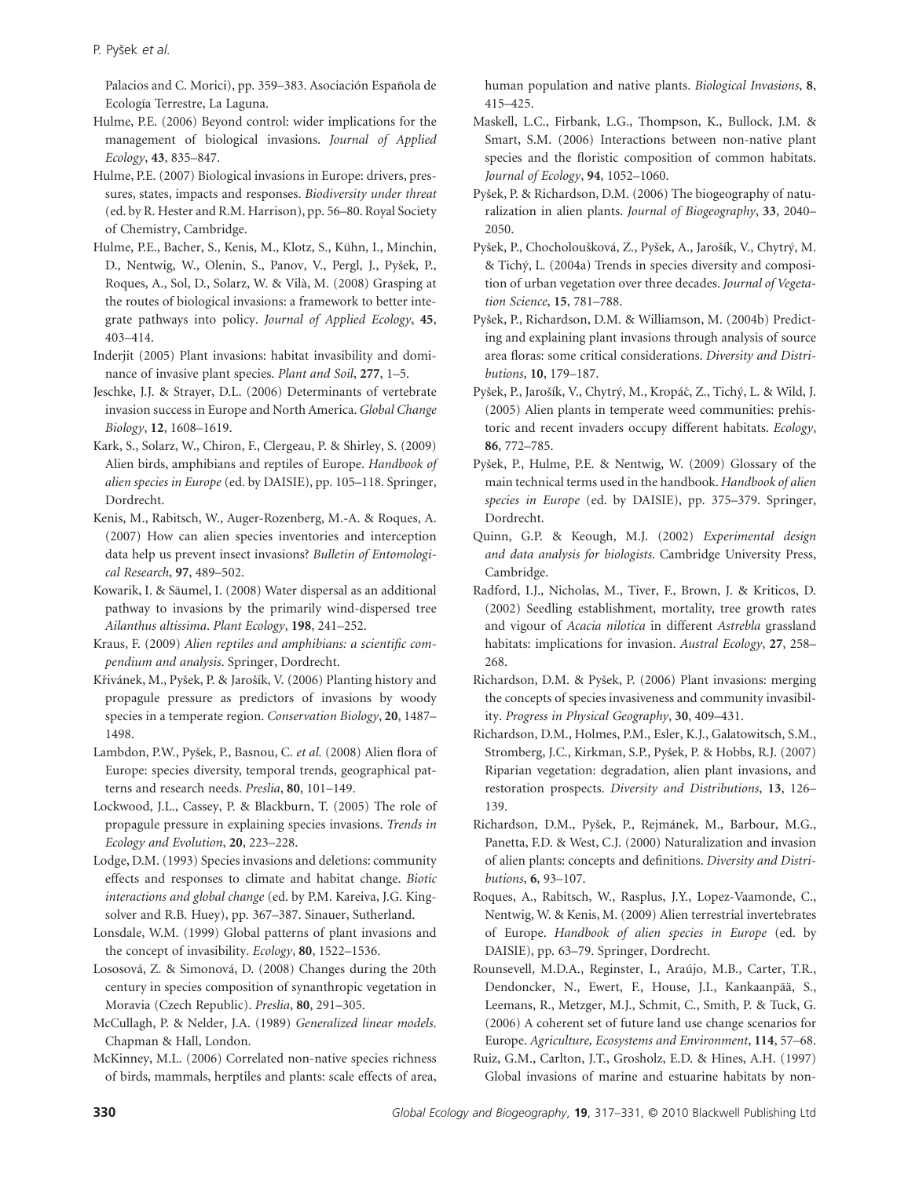Palacios and C. Morici), pp. 359–383. Asociación Española de Ecología Terrestre, La Laguna.

Hulme, P.E. (2006) Beyond control: wider implications for the management of biological invasions. *Journal of Applied Ecology*, **43**, 835–847.

Hulme, P.E. (2007) Biological invasions in Europe: drivers, pressures, states, impacts and responses. *Biodiversity under threat* (ed. by R. Hester and R.M. Harrison), pp. 56–80. Royal Society of Chemistry, Cambridge.

Hulme, P.E., Bacher, S., Kenis, M., Klotz, S., Kühn, I., Minchin, D., Nentwig, W., Olenin, S., Panov, V., Pergl, J., Pyšek, P., Roques, A., Sol, D., Solarz, W. & Vilà, M. (2008) Grasping at the routes of biological invasions: a framework to better integrate pathways into policy. *Journal of Applied Ecology*, **45**, 403–414.

Inderjit (2005) Plant invasions: habitat invasibility and dominance of invasive plant species. *Plant and Soil*, **277**, 1–5.

Jeschke, J.J. & Strayer, D.L. (2006) Determinants of vertebrate invasion success in Europe and North America. *Global Change Biology*, **12**, 1608–1619.

Kark, S., Solarz, W., Chiron, F., Clergeau, P. & Shirley, S. (2009) Alien birds, amphibians and reptiles of Europe. *Handbook of alien species in Europe* (ed. by DAISIE), pp. 105–118. Springer, Dordrecht.

Kenis, M., Rabitsch, W., Auger-Rozenberg, M.-A. & Roques, A. (2007) How can alien species inventories and interception data help us prevent insect invasions? *Bulletin of Entomological Research*, **97**, 489–502.

Kowarik, I. & Säumel, I. (2008) Water dispersal as an additional pathway to invasions by the primarily wind-dispersed tree *Ailanthus altissima*. *Plant Ecology*, **198**, 241–252.

Kraus, F. (2009) *Alien reptiles and amphibians: a scientific compendium and analysis*. Springer, Dordrecht.

Křivánek, M., Pyšek, P. & Jarošík, V. (2006) Planting history and propagule pressure as predictors of invasions by woody species in a temperate region. *Conservation Biology*, **20**, 1487–1498.

Lambdon, P.W., Pyšek, P., Basnou, C. *et al.* (2008) Alien flora of Europe: species diversity, temporal trends, geographical patterns and research needs. *Preslia*, **80**, 101–149.

Lockwood, J.L., Cassey, P. & Blackburn, T. (2005) The role of propagule pressure in explaining species invasions. *Trends in Ecology and Evolution*, **20**, 223–228.

Lodge, D.M. (1993) Species invasions and deletions: community effects and responses to climate and habitat change. *Biotic interactions and global change* (ed. by P.M. Kareiva, J.G. Kingsolver and R.B. Huey), pp. 367–387. Sinauer, Sutherland.

Lonsdale, W.M. (1999) Global patterns of plant invasions and the concept of invasibility. *Ecology*, **80**, 1522–1536.

Lososová, Z. & Simonová, D. (2008) Changes during the 20th century in species composition of synanthropic vegetation in Moravia (Czech Republic). *Preslia*, **80**, 291–305.

McCullagh, P. & Nelder, J.A. (1989) *Generalized linear models*. Chapman & Hall, London.

McKinney, M.L. (2006) Correlated non-native species richness of birds, mammals, herptiles and plants: scale effects of area, human population and native plants. *Biological Invasions*, **8**, 415–425.

Maskell, L.C., Firbank, L.G., Thompson, K., Bullock, J.M. & Smart, S.M. (2006) Interactions between non-native plant species and the floristic composition of common habitats. *Journal of Ecology*, **94**, 1052–1060.

Pyšek, P. & Richardson, D.M. (2006) The biogeography of naturalization in alien plants. *Journal of Biogeography*, **33**, 2040–2050.

Pyšek, P., Chocholoušková, Z., Pyšek, A., Jarošík, V., Chytrý, M. & Tichý, L. (2004a) Trends in species diversity and composition of urban vegetation over three decades. *Journal of Vegetation Science*, **15**, 781–788.

Pyšek, P., Richardson, D.M. & Williamson, M. (2004b) Predicting and explaining plant invasions through analysis of source area floras: some critical considerations. *Diversity and Distributions*, **10**, 179–187.

Pyšek, P., Jarošík, V., Chytrý, M., Kropáč, Z., Tichý, L. & Wild, J. (2005) Alien plants in temperate weed communities: prehistoric and recent invaders occupy different habitats. *Ecology*, **86**, 772–785.

Pyšek, P., Hulme, P.E. & Nentwig, W. (2009) Glossary of the main technical terms used in the handbook. *Handbook of alien species in Europe* (ed. by DAISIE), pp. 375–379. Springer, Dordrecht.

Quinn, G.P. & Keough, M.J. (2002) *Experimental design and data analysis for biologists*. Cambridge University Press, Cambridge.

Radford, I.J., Nicholas, M., Tiver, F., Brown, J. & Kriticos, D. (2002) Seedling establishment, mortality, tree growth rates and vigour of *Acacia nilotica* in different *Astrebla* grassland habitats: implications for invasion. *Austral Ecology*, **27**, 258–268.

Richardson, D.M. & Pyšek, P. (2006) Plant invasions: merging the concepts of species invasiveness and community invasibility. *Progress in Physical Geography*, **30**, 409–431.

Richardson, D.M., Holmes, P.M., Esler, K.J., Galatowitsch, S.M., Stromberg, J.C., Kirkman, S.P., Pyšek, P. & Hobbs, R.J. (2007) Riparian vegetation: degradation, alien plant invasions, and restoration prospects. *Diversity and Distributions*, **13**, 126–139.

Richardson, D.M., Pyšek, P., Rejmánek, M., Barbour, M.G., Panetta, F.D. & West, C.J. (2000) Naturalization and invasion of alien plants: concepts and definitions. *Diversity and Distributions*, **6**, 93–107.

Roques, A., Rabitsch, W., Rasplus, J.Y., Lopez-Vaamonde, C., Nentwig, W. & Kenis, M. (2009) Alien terrestrial invertebrates of Europe. *Handbook of alien species in Europe* (ed. by DAISIE), pp. 63–79. Springer, Dordrecht.

Rounsevell, M.D.A., Reginster, I., Araújo, M.B., Carter, T.R., Dendoncker, N., Ewert, F., House, J.I., Kankaanpää, S., Leemans, R., Metzger, M.J., Schmit, C., Smith, P. & Tuck, G. (2006) A coherent set of future land use change scenarios for Europe. *Agriculture, Ecosystems and Environment*, **114**, 57–68.

Ruiz, G.M., Carlton, J.T., Grosholz, E.D. & Hines, A.H. (1997) Global invasions of marine and estuarine habitats by non-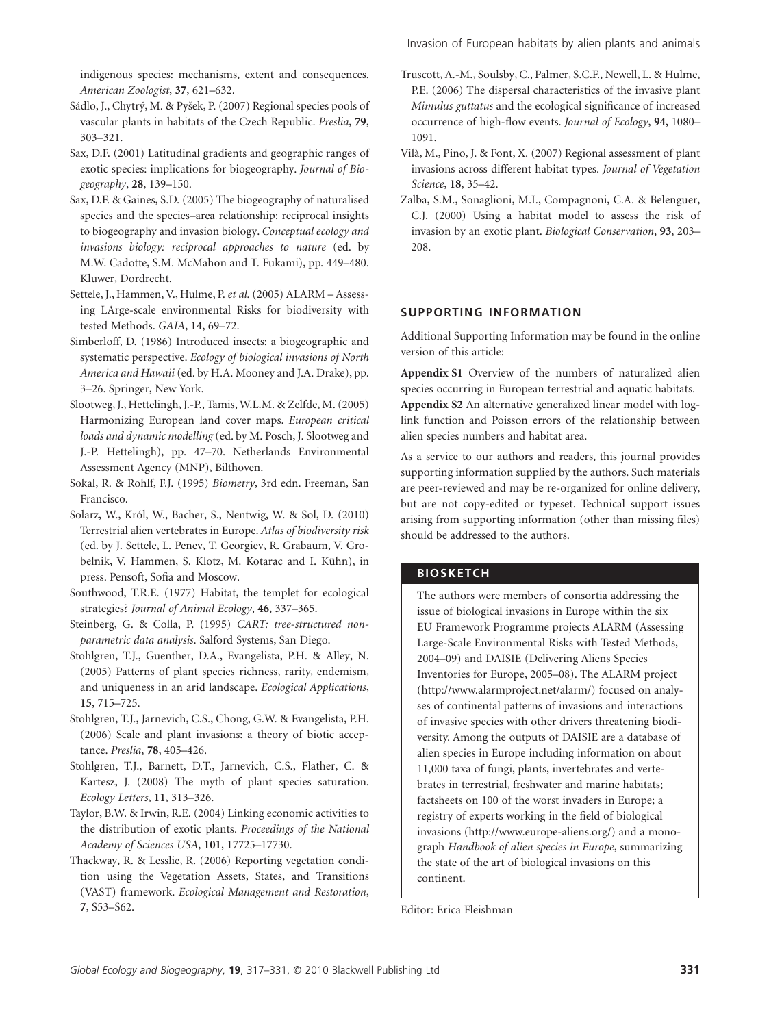indigenous species: mechanisms, extent and consequences. *American Zoologist*, **37**, 621–632.

Sádlo, J., Chytrý, M. & Pyšek, P. (2007) Regional species pools of vascular plants in habitats of the Czech Republic. *Preslia*, **79**, 303–321.

Sax, D.F. (2001) Latitudinal gradients and geographic ranges of exotic species: implications for biogeography. *Journal of Biogeography*, **28**, 139–150.

Sax, D.F. & Gaines, S.D. (2005) The biogeography of naturalised species and the species–area relationship: reciprocal insights to biogeography and invasion biology. *Conceptual ecology and invasions biology: reciprocal approaches to nature* (ed. by M.W. Cadotte, S.M. McMahon and T. Fukami), pp. 449–480. Kluwer, Dordrecht.

Settele, J., Hammen, V., Hulme, P. *et al.* (2005) ALARM – Assessing LArge-scale environmental Risks for biodiversity with tested Methods. *GAIA*, **14**, 69–72.

Simberloff, D. (1986) Introduced insects: a biogeographic and systematic perspective. *Ecology of biological invasions of North America and Hawaii* (ed. by H.A. Mooney and J.A. Drake), pp. 3–26. Springer, New York.

Slootweg, J., Hettelingh, J.-P., Tamis, W.L.M. & Zelfde, M. (2005) Harmonizing European land cover maps. *European critical loads and dynamic modelling* (ed. by M. Posch, J. Slootweg and J.-P. Hettelingh), pp. 47–70. Netherlands Environmental Assessment Agency (MNP), Bilthoven.

Sokal, R. & Rohlf, F.J. (1995) *Biometry*, 3rd edn. Freeman, San Francisco.

Solarz, W., Król, W., Bacher, S., Nentwig, W. & Sol, D. (2010) Terrestrial alien vertebrates in Europe. *Atlas of biodiversity risk* (ed. by J. Settele, L. Penev, T. Georgiev, R. Grabaum, V. Grobelnik, V. Hammen, S. Klotz, M. Kotarac and I. Kühn), in press. Pensoft, Sofia and Moscow.

Southwood, T.R.E. (1977) Habitat, the templet for ecological strategies? *Journal of Animal Ecology*, **46**, 337–365.

Steinberg, G. & Colla, P. (1995) *CART: tree-structured non-parametric data analysis*. Salford Systems, San Diego.

Stohlgren, T.J., Guenther, D.A., Evangelista, P.H. & Alley, N. (2005) Patterns of plant species richness, rarity, endemism, and uniqueness in an arid landscape. *Ecological Applications*, **15**, 715–725.

Stohlgren, T.J., Jarnevich, C.S., Chong, G.W. & Evangelista, P.H. (2006) Scale and plant invasions: a theory of biotic acceptance. *Preslia*, **78**, 405–426.

Stohlgren, T.J., Barnett, D.T., Jarnevich, C.S., Flather, C. & Kartesz, J. (2008) The myth of plant species saturation. *Ecology Letters*, **11**, 313–326.

Taylor, B.W. & Irwin, R.E. (2004) Linking economic activities to the distribution of exotic plants. *Proceedings of the National Academy of Sciences USA*, **101**, 17725–17730.

Thackway, R. & Lesslie, R. (2006) Reporting vegetation condition using the Vegetation Assets, States, and Transitions (VAST) framework. *Ecological Management and Restoration*, **7**, S53–S62.

Truscott, A.-M., Soulsby, C., Palmer, S.C.F., Newell, L. & Hulme, P.E. (2006) The dispersal characteristics of the invasive plant *Mimulus guttatus* and the ecological significance of increased occurrence of high-flow events. *Journal of Ecology*, **94**, 1080–1091.

Vilà, M., Pino, J. & Font, X. (2007) Regional assessment of plant invasions across different habitat types. *Journal of Vegetation Science*, **18**, 35–42.

Zalba, S.M., Sonaglioni, M.I., Compagnoni, C.A. & Belenguer, C.J. (2000) Using a habitat model to assess the risk of invasion by an exotic plant. *Biological Conservation*, **93**, 203–208.

## SUPPORTING INFORMATION

Additional Supporting Information may be found in the online version of this article:

**Appendix S1** Overview of the numbers of naturalized alien species occurring in European terrestrial and aquatic habitats.

**Appendix S2** An alternative generalized linear model with log-link function and Poisson errors of the relationship between alien species numbers and habitat area.

As a service to our authors and readers, this journal provides supporting information supplied by the authors. Such materials are peer-reviewed and may be re-organized for online delivery, but are not copy-edited or typeset. Technical support issues arising from supporting information (other than missing files) should be addressed to the authors.

## BIOSKETCH

The authors were members of consortia addressing the issue of biological invasions in Europe within the six EU Framework Programme projects ALARM (Assessing Large-Scale Environmental Risks with Tested Methods, 2004–09) and DAISIE (Delivering Aliens Species Inventories for Europe, 2005–08). The ALARM project (http://www.alarmproject.net/alarm/) focused on analyses of continental patterns of invasions and interactions of invasive species with other drivers threatening biodiversity. Among the outputs of DAISIE are a database of alien species in Europe including information on about 11,000 taxa of fungi, plants, invertebrates and vertebrates in terrestrial, freshwater and marine habitats; factsheets on 100 of the worst invaders in Europe; a registry of experts working in the field of biological invasions (http://www.europe-aliens.org/) and a monograph *Handbook of alien species in Europe*, summarizing the state of the art of biological invasions on this continent.

Editor: Erica Fleishman